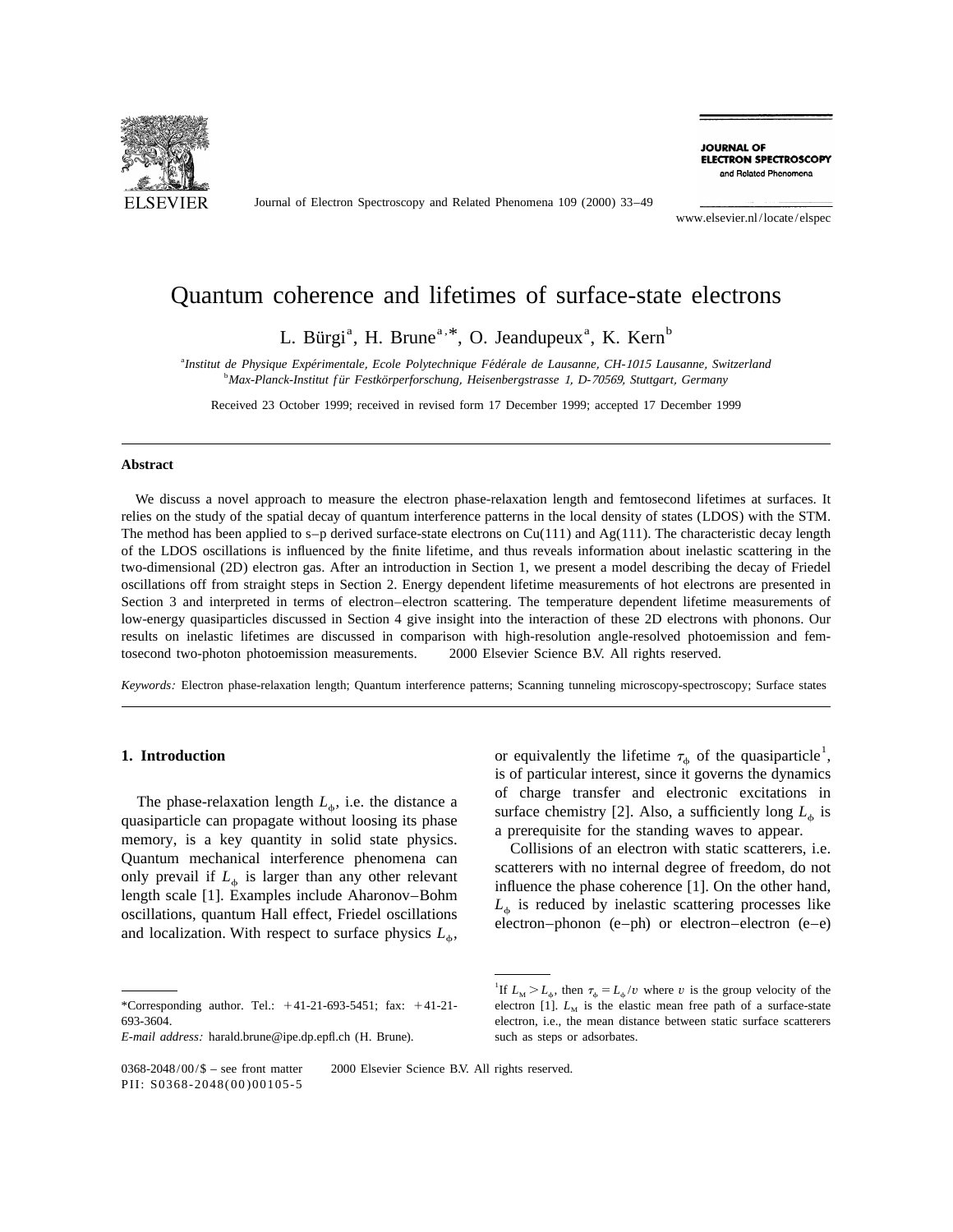# Quantum coherence and lifetimes of surface-state electrons

L. Bürgi[a], H. Brune[a,*], O. Jeandupeux[a], K. Kern[b]

[a] *Institut de Physique Expérimentale, Ecole Polytechnique Fédérale de Lausanne, CH-1015 Lausanne, Switzerland*
[b] *Max-Planck-Institut für Festkörperforschung, Heisenbergstrasse 1, D-70569, Stuttgart, Germany*

Received 23 October 1999; received in revised form 17 December 1999; accepted 17 December 1999

## Abstract

We discuss a novel approach to measure the electron phase-relaxation length and femtosecond lifetimes at surfaces. It relies on the study of the spatial decay of quantum interference patterns in the local density of states (LDOS) with the STM. The method has been applied to s–p derived surface-state electrons on Cu(111) and Ag(111). The characteristic decay length of the LDOS oscillations is influenced by the finite lifetime, and thus reveals information about inelastic scattering in the two-dimensional (2D) electron gas. After an introduction in Section 1, we present a model describing the decay of Friedel oscillations off from straight steps in Section 2. Energy dependent lifetime measurements of hot electrons are presented in Section 3 and interpreted in terms of electron–electron scattering. The temperature dependent lifetime measurements of low-energy quasiparticles discussed in Section 4 give insight into the interaction of these 2D electrons with phonons. Our results on inelastic lifetimes are discussed in comparison with high-resolution angle-resolved photoemission and femtosecond two-photon photoemission measurements. © 2000 Elsevier Science B.V. All rights reserved.

*Keywords:* Electron phase-relaxation length; Quantum interference patterns; Scanning tunneling microscopy-spectroscopy; Surface states

## 1. Introduction

The phase-relaxation length $L_\phi$, i.e. the distance a quasiparticle can propagate without loosing its phase memory, is a key quantity in solid state physics. Quantum mechanical interference phenomena can only prevail if $L_\phi$ is larger than any other relevant length scale [1]. Examples include Aharonov–Bohm oscillations, quantum Hall effect, Friedel oscillations and localization. With respect to surface physics $L_\phi$, or equivalently the lifetime $\tau_\phi$ of the quasiparticle[1], is of particular interest, since it governs the dynamics of charge transfer and electronic excitations in surface chemistry [2]. Also, a sufficiently long $L_\phi$ is a prerequisite for the standing waves to appear.

Collisions of an electron with static scatterers, i.e. scatterers with no internal degree of freedom, do not influence the phase coherence [1]. On the other hand, $L_\phi$ is reduced by inelastic scattering processes like electron–phonon (e–ph) or electron–electron (e–e)

---

*Corresponding author. Tel.: +41-21-693-5451; fax: +41-21-693-3604.
*E-mail address:* harald.brune@ipe.dp.epfl.ch (H. Brune).

[1] If $L_M > L_\phi$, then $\tau_\phi = L_\phi / v$ where $v$ is the group velocity of the electron [1]. $L_M$ is the elastic mean free path of a surface-state electron, i.e., the mean distance between static surface scatterers such as steps or adsorbates.

0368-2048/00/$ – see front matter © 2000 Elsevier Science B.V. All rights reserved.
PII: S0368-2048(00)00105-5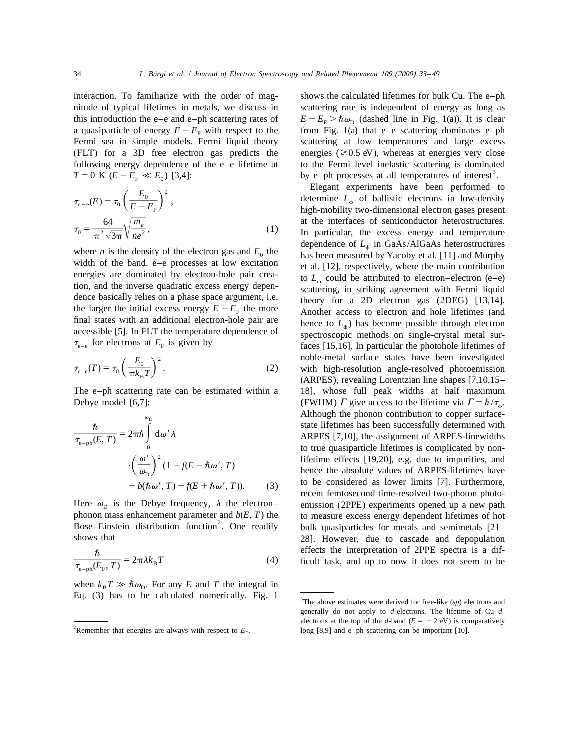interaction. To familiarize with the order of magnitude of typical lifetimes in metals, we discuss in this introduction the e–e and e–ph scattering rates of a quasiparticle of energy $E - E_F$ with respect to the Fermi sea in simple models. Fermi liquid theory (FLT) for a 3D free electron gas predicts the following energy dependence of the e–e lifetime at $T = 0$ K ($E - E_F \ll E_0$) [3,4]:

$$\tau_{e-e}(E) = \tau_0 \left( \frac{E_0}{E - E_F} \right)^2,$$
$$\tau_0 = \frac{64}{\pi^2 \sqrt{3\pi}} \sqrt{\frac{m_e}{ne^2}}, \tag{1}$$

where $n$ is the density of the electron gas and $E_0$ the width of the band. e–e processes at low excitation energies are dominated by electron-hole pair creation, and the inverse quadratic excess energy dependence basically relies on a phase space argument, i.e. the larger the initial excess energy $E - E_F$ the more final states with an additional electron-hole pair are accessible [5]. In FLT the temperature dependence of $\tau_{e-e}$ for electrons at $E_F$ is given by

$$\tau_{e-e}(T) = \tau_0 \left( \frac{E_0}{\pi k_B T} \right)^2. \tag{2}$$

The e–ph scattering rate can be estimated within a Debye model [6,7]:

$$\frac{\hbar}{\tau_{e-ph}(E, T)} = 2\pi\hbar \int_0^{\omega_D} d\omega' \lambda \cdot \left( \frac{\omega'}{\omega_D} \right)^2 (1 - f(E - \hbar\omega', T) + b(\hbar\omega', T) + f(E + \hbar\omega', T)). \tag{3}$$

Here $\omega_D$ is the Debye frequency, $\lambda$ the electron–phonon mass enhancement parameter and $b(E, T)$ the Bose–Einstein distribution function[2]. One readily shows that

$$\frac{\hbar}{\tau_{e-ph}(E_F, T)} = 2\pi\lambda k_B T \tag{4}$$

when $k_B T \gg \hbar\omega_D$. For any $E$ and $T$ the integral in Eq. (3) has to be calculated numerically. Fig. 1 shows the calculated lifetimes for bulk Cu. The e–ph scattering rate is independent of energy as long as $E - E_F > \hbar\omega_D$ (dashed line in Fig. 1(a)). It is clear from Fig. 1(a) that e–e scattering dominates e–ph scattering at low temperatures and large excess energies ($\gtrsim 0.5$ eV), whereas at energies very close to the Fermi level inelastic scattering is dominated by e–ph processes at all temperatures of interest[3].

Elegant experiments have been performed to determine $L_\phi$ of ballistic electrons in low-density high-mobility two-dimensional electron gases present at the interfaces of semiconductor heterostructures. In particular, the excess energy and temperature dependence of $L_\phi$ in GaAs/AlGaAs heterostructures has been measured by Yacoby et al. [11] and Murphy et al. [12], respectively, where the main contribution to $L_\phi$ could be attributed to electron–electron (e–e) scattering, in striking agreement with Fermi liquid theory for a 2D electron gas (2DEG) [13,14]. Another access to electron and hole lifetimes (and hence to $L_\phi$) has become possible through electron spectroscopic methods on single-crystal metal surfaces [15,16]. In particular the photohole lifetimes of noble-metal surface states have been investigated with high-resolution angle-resolved photoemission (ARPES), revealing Lorentzian line shapes [7,10,15–18], whose full peak widths at half maximum (FWHM) $\Gamma$ give access to the lifetime via $\Gamma = \hbar/\tau_\phi$. Although the phonon contribution to copper surface-state lifetimes has been successfully determined with ARPES [7,10], the assignment of ARPES-linewidths to true quasiparticle lifetimes is complicated by non-lifetime effects [19,20], e.g. due to impurities, and hence the absolute values of ARPES-lifetimes have to be considered as lower limits [7]. Furthermore, recent femtosecond time-resolved two-photon photoemission (2PPE) experiments opened up a new path to measure excess energy dependent lifetimes of hot bulk quasiparticles for metals and semimetals [21–28]. However, due to cascade and depopulation effects the interpretation of 2PPE spectra is a difficult task, and up to now it does not seem to be

[2] Remember that energies are always with respect to $E_F$.

[3] The above estimates were derived for free-like ($sp$) electrons and generally do not apply to $d$-electrons. The lifetime of Cu $d$-electrons at the top of the $d$-band ($E = -2$ eV) is comparatively long [8,9] and e–ph scattering can be important [10].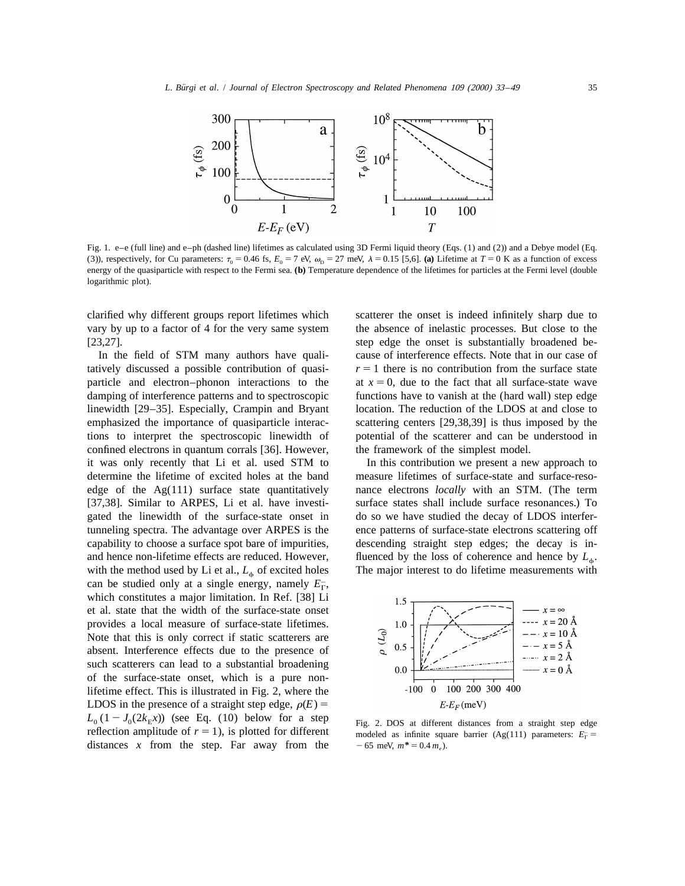Fig. 1. e–e (full line) and e–ph (dashed line) lifetimes as calculated using 3D Fermi liquid theory (Eqs. (1) and (2)) and a Debye model (Eq. (3)), respectively, for Cu parameters: $\tau_0 = 0.46$ fs, $E_0 = 7$ eV, $\omega_D = 27$ meV, $\lambda = 0.15$ [5,6]. **(a)** Lifetime at $T = 0$ K as a function of excess energy of the quasiparticle with respect to the Fermi sea. **(b)** Temperature dependence of the lifetimes for particles at the Fermi level (double logarithmic plot).

clarified why different groups report lifetimes which vary by up to a factor of 4 for the very same system [23,27].

In the field of STM many authors have qualitatively discussed a possible contribution of quasiparticle and electron–phonon interactions to the damping of interference patterns and to spectroscopic linewidth [29–35]. Especially, Crampin and Bryant emphasized the importance of quasiparticle interactions to interpret the spectroscopic linewidth of confined electrons in quantum corrals [36]. However, it was only recently that Li et al. used STM to determine the lifetime of excited holes at the band edge of the Ag(111) surface state quantitatively [37,38]. Similar to ARPES, Li et al. have investigated the linewidth of the surface-state onset in tunneling spectra. The advantage over ARPES is the capability to choose a surface spot bare of impurities, and hence non-lifetime effects are reduced. However, with the method used by Li et al., $L_\phi$ of excited holes can be studied only at a single energy, namely $E_{\bar{\Gamma}}^{-}$, which constitutes a major limitation. In Ref. [38] Li et al. state that the width of the surface-state onset provides a local measure of surface-state lifetimes. Note that this is only correct if static scatterers are absent. Interference effects due to the presence of such scatterers can lead to a substantial broadening of the surface-state onset, which is a pure non-lifetime effect. This is illustrated in Fig. 2, where the LDOS in the presence of a straight step edge, $\rho(E) = L_0(1 - J_0(2k_E x))$ (see Eq. (10) below for a step reflection amplitude of $r = 1$), is plotted for different distances $x$ from the step. Far away from the scatterer the onset is indeed infinitely sharp due to the absence of inelastic processes. But close to the step edge the onset is substantially broadened because of interference effects. Note that in our case of $r = 1$ there is no contribution from the surface state at $x = 0$, due to the fact that all surface-state wave functions have to vanish at the (hard wall) step edge location. The reduction of the LDOS at and close to scattering centers [29,38,39] is thus imposed by the potential of the scatterer and can be understood in the framework of the simplest model.

In this contribution we present a new approach to measure lifetimes of surface-state and surface-resonance electrons *locally* with an STM. (The term surface states shall include surface resonances.) To do so we have studied the decay of LDOS interference patterns of surface-state electrons scattering off descending straight step edges; the decay is influenced by the loss of coherence and hence by $L_\phi$. The major interest to do lifetime measurements with

Fig. 2. DOS at different distances from a straight step edge modeled as infinite square barrier (Ag(111) parameters: $E_{\bar{\Gamma}} = -65$ meV, $m^* = 0.4\, m_e$).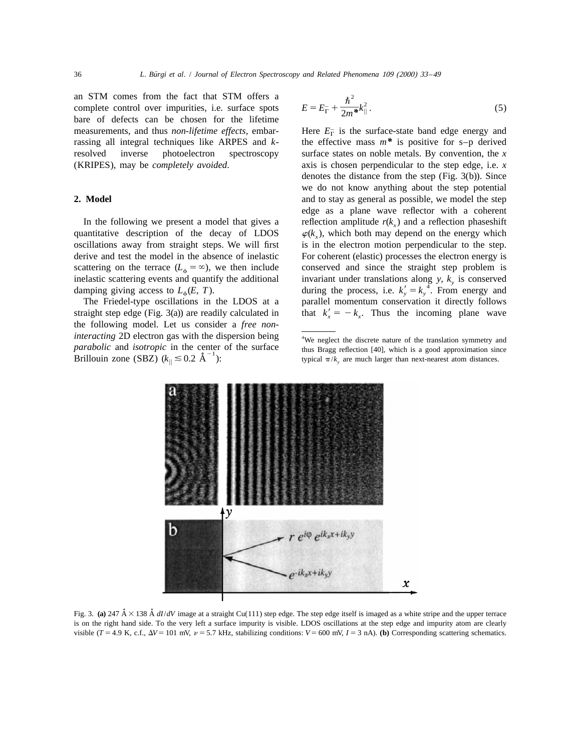an STM comes from the fact that STM offers a complete control over impurities, i.e. surface spots bare of defects can be chosen for the lifetime measurements, and thus *non-lifetime effects*, embarrassing all integral techniques like ARPES and *k*-resolved inverse photoelectron spectroscopy (KRIPES), may be *completely avoided*.

## 2. Model

In the following we present a model that gives a quantitative description of the decay of LDOS oscillations away from straight steps. We will first derive and test the model in the absence of inelastic scattering on the terrace ($L_\phi = \infty$), we then include inelastic scattering events and quantify the additional damping giving access to $L_\phi(E, T)$.

The Friedel-type oscillations in the LDOS at a straight step edge (Fig. 3(a)) are readily calculated in the following model. Let us consider a *free non-interacting* 2D electron gas with the dispersion being *parabolic* and *isotropic* in the center of the surface Brillouin zone (SBZ) ($k_{\|} \lesssim 0.2$ Å$^{-1}$):

$$E = E_{\bar{\Gamma}} + \frac{\hbar^2}{2m^*}k_{\|}^2. \tag{5}$$

Here $E_{\bar{\Gamma}}$ is the surface-state band edge energy and the effective mass $m^*$ is positive for s–p derived surface states on noble metals. By convention, the $x$ axis is chosen perpendicular to the step edge, i.e. $x$ denotes the distance from the step (Fig. 3(b)). Since we do not know anything about the step potential and to stay as general as possible, we model the step edge as a plane wave reflector with a coherent reflection amplitude $r(k_x)$ and a reflection phaseshift $\varphi(k_x)$, which both may depend on the energy which is in the electron motion perpendicular to the step. For coherent (elastic) processes the electron energy is conserved and since the straight step problem is invariant under translations along $y$, $k_y$ is conserved during the process, i.e. $k_y' = k_y$ [4]. From energy and parallel momentum conservation it directly follows that $k_x' = -k_x$. Thus the incoming plane wave

[4] We neglect the discrete nature of the translation symmetry and thus Bragg reflection [40], which is a good approximation since typical $\pi/k_y$ are much larger than next-nearest atom distances.

Fig. 3. **(a)** 247 Å × 138 Å $dI/dV$ image at a straight Cu(111) step edge. The step edge itself is imaged as a white stripe and the upper terrace is on the right hand side. To the very left a surface impurity is visible. LDOS oscillations at the step edge and impurity atom are clearly visible ($T = 4.9$ K, c.f., $\Delta V = 101$ mV, $\nu = 5.7$ kHz, stabilizing conditions: $V = 600$ mV, $I = 3$ nA). **(b)** Corresponding scattering schematics.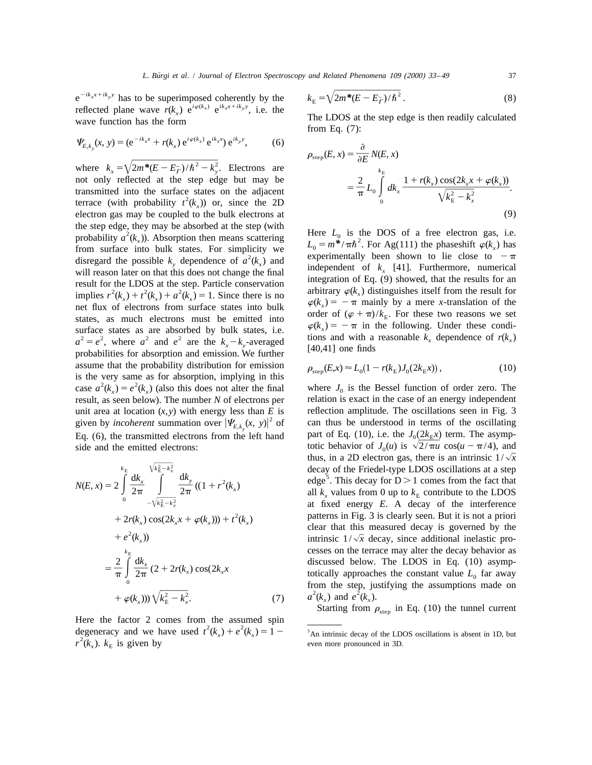$e^{-ik_x x + ik_y y}$ has to be superimposed coherently by the reflected plane wave $r(k_x)\ e^{i\varphi(k_x)}\ e^{ik_x x + ik_y y}$, i.e. the wave function has the form

$$\Psi_{E,k_y}(x, y) = (e^{-ik_x x} + r(k_x)\, e^{i\varphi(k_x)}\, e^{ik_x x})\, e^{ik_y y}, \tag{6}$$

where $k_x = \sqrt{2m^*(E - E_{\bar{\Gamma}})/\hbar^2 - k_y^2}$. Electrons are not only reflected at the step edge but may be transmitted into the surface states on the adjacent terrace (with probability $t^2(k_x)$) or, since the 2D electron gas may be coupled to the bulk electrons at the step edge, they may be absorbed at the step (with probability $a^2(k_x)$). Absorption then means scattering from surface into bulk states. For simplicity we disregard the possible $k_y$ dependence of $a^2(k_x)$ and will reason later on that this does not change the final result for the LDOS at the step. Particle conservation implies $r^2(k_x) + t^2(k_x) + a^2(k_x) = 1$. Since there is no net flux of electrons from surface states into bulk states, as much electrons must be emitted into surface states as are absorbed by bulk states, i.e. $\bar{a^2} = \bar{e^2}$, where $\bar{a^2}$ and $\bar{e^2}$ are the $k_x - k_y$-averaged probabilities for absorption and emission. We further assume that the probability distribution for emission is the very same as for absorption, implying in this case $a^2(k_x) = e^2(k_x)$ (also this does not alter the final result, as seen below). The number $N$ of electrons per unit area at location $(x,y)$ with energy less than $E$ is given by *incoherent* summation over $|\Psi_{E,k_y}(x, y)|^2$ of Eq. (6), the transmitted electrons from the left hand side and the emitted electrons:

$$\begin{aligned} N(E, x) &= 2 \int_0^{k_E} \frac{dk_x}{2\pi} \int_{-\sqrt{k_E^2 - k_x^2}}^{\sqrt{k_E^2 - k_x^2}} \frac{dk_y}{2\pi} ((1 + r^2(k_x)\\ &\quad + 2r(k_x)\cos(2k_x x + \varphi(k_x))) + t^2(k_x)\\ &\quad + e^2(k_x))\\ &= \frac{2}{\pi} \int_0^{k_E} \frac{dk_x}{2\pi} (2 + 2r(k_x)\cos(2k_x x\\ &\quad + \varphi(k_x)))\sqrt{k_E^2 - k_x^2}. \end{aligned} \tag{7}$$

Here the factor 2 comes from the assumed spin degeneracy and we have used $t^2(k_x) + e^2(k_x) = 1 - r^2(k_x)$. $k_E$ is given by

$$k_E = \sqrt{2m^*(E - E_{\bar{\Gamma}})/\hbar^2}. \tag{8}$$

The LDOS at the step edge is then readily calculated from Eq. (7):

$$\begin{aligned} \rho_{\text{step}}(E, x) &= \frac{\partial}{\partial E} N(E, x)\\ &= \frac{2}{\pi} L_0 \int_0^{k_E} dk_x \frac{1 + r(k_x)\cos(2k_x x + \varphi(k_x))}{\sqrt{k_E^2 - k_x^2}}. \end{aligned} \tag{9}$$

Here $L_0$ is the DOS of a free electron gas, i.e. $L_0 = m^*/\pi\hbar^2$. For Ag(111) the phaseshift $\varphi(k_x)$ has experimentally been shown to lie close to $-\pi$ independent of $k_x$ [41]. Furthermore, numerical integration of Eq. (9) showed, that the results for an arbitrary $\varphi(k_x)$ distinguishes itself from the result for $\varphi(k_x) = -\pi$ mainly by a mere $x$-translation of the order of $(\varphi + \pi)/k_E$. For these two reasons we set $\varphi(k_x) = -\pi$ in the following. Under these conditions and with a reasonable $k_x$ dependence of $r(k_x)$ [40,41] one finds

$$\rho_{\text{step}}(E,x) \approx L_0(1 - r(k_E)J_0(2k_E x)), \tag{10}$$

where $J_0$ is the Bessel function of order zero. The relation is exact in the case of an energy independent reflection amplitude. The oscillations seen in Fig. 3 can thus be understood in terms of the oscillating part of Eq. (10), i.e. the $J_0(2k_E x)$ term. The asymptotic behavior of $J_0(u)$ is $\sqrt{2/\pi u}\cos(u - \pi/4)$, and thus, in a 2D electron gas, there is an intrinsic $1/\sqrt{x}$ decay of the Friedel-type LDOS oscillations at a step edge[5]. This decay for $D > 1$ comes from the fact that all $k_x$ values from 0 up to $k_E$ contribute to the LDOS at fixed energy $E$. A decay of the interference patterns in Fig. 3 is clearly seen. But it is not a priori clear that this measured decay is governed by the intrinsic $1/\sqrt{x}$ decay, since additional inelastic processes on the terrace may alter the decay behavior as discussed below. The LDOS in Eq. (10) asymptotically approaches the constant value $L_0$ far away from the step, justifying the assumptions made on $a^2(k_x)$ and $e^2(k_x)$.

Starting from $\rho_{\text{step}}$ in Eq. (10) the tunnel current

[5] An intrinsic decay of the LDOS oscillations is absent in 1D, but even more pronounced in 3D.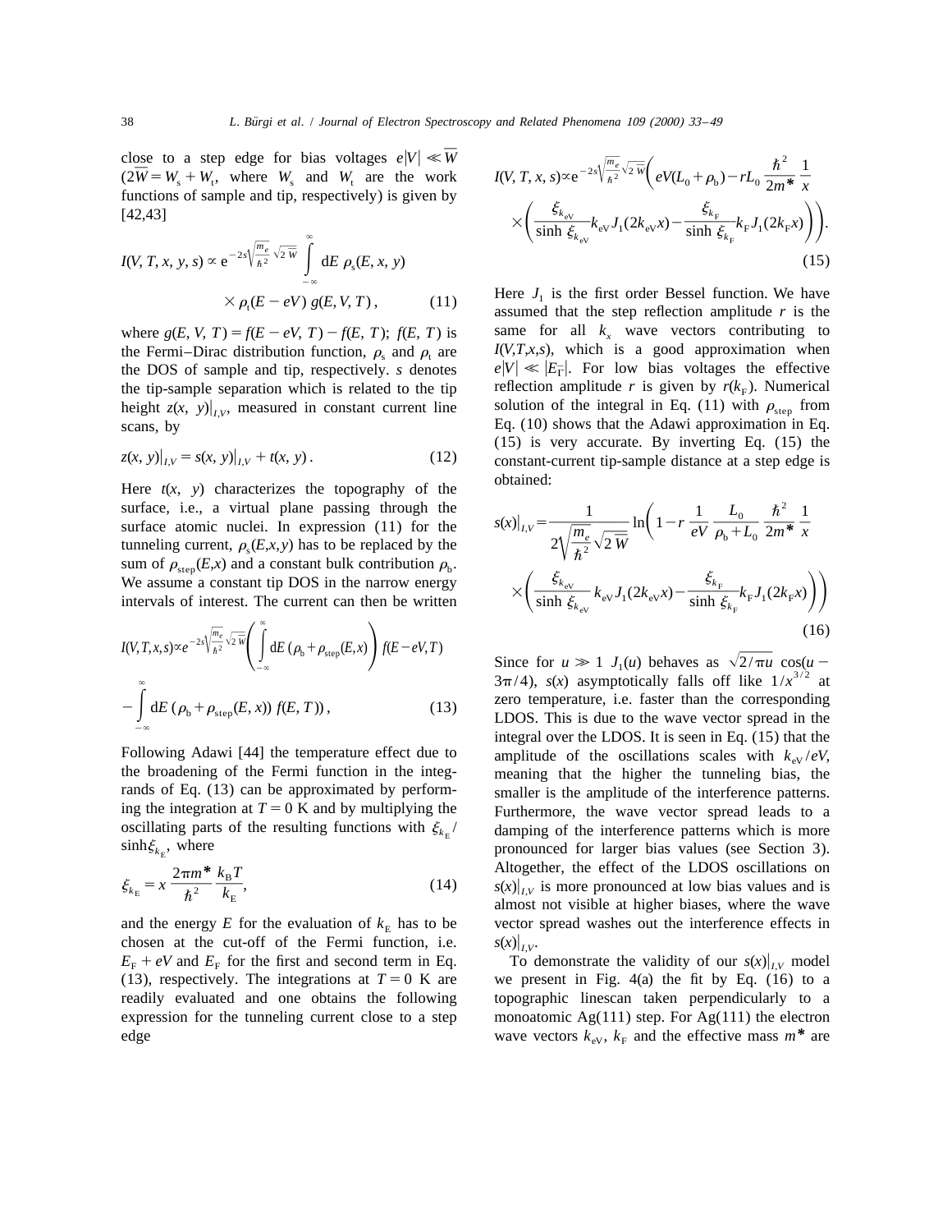close to a step edge for bias voltages $e|V| \ll \overline{W}$ ($2\overline{W} = W_s + W_t$, where $W_s$ and $W_t$ are the work functions of sample and tip, respectively) is given by [42,43]

$$I(V, T, x, y, s) \propto e^{-2s\sqrt{\frac{m_e}{\hbar^2}}\sqrt{2\overline{W}}} \int_{-\infty}^{\infty} dE\, \rho_s(E, x, y) \times \rho_t(E - eV)\, g(E, V, T)\,, \tag{11}$$

where $g(E, V, T) = f(E - eV, T) - f(E, T)$; $f(E, T)$ is the Fermi–Dirac distribution function, $\rho_s$ and $\rho_t$ are the DOS of sample and tip, respectively. $s$ denotes the tip-sample separation which is related to the tip height $z(x, y)|_{I,V}$, measured in constant current line scans, by

$$z(x, y)|_{I,V} = s(x, y)|_{I,V} + t(x, y)\,. \tag{12}$$

Here $t(x, y)$ characterizes the topography of the surface, i.e., a virtual plane passing through the surface atomic nuclei. In expression (11) for the tunneling current, $\rho_s(E,x,y)$ has to be replaced by the sum of $\rho_{\text{step}}(E,x)$ and a constant bulk contribution $\rho_b$. We assume a constant tip DOS in the narrow energy intervals of interest. The current can then be written

$$I(V,T,x,s) \propto e^{-2s\sqrt{\frac{m_e}{\hbar^2}}\sqrt{2\overline{W}}} \left( \int_{-\infty}^{\infty} dE\,(\rho_b + \rho_{\text{step}}(E,x))\, f(E - eV, T) - \int_{-\infty}^{\infty} dE\,(\rho_b + \rho_{\text{step}}(E,x))\, f(E,T) \right), \tag{13}$$

Following Adawi [44] the temperature effect due to the broadening of the Fermi function in the integrands of Eq. (13) can be approximated by performing the integration at $T = 0$ K and by multiplying the oscillating parts of the resulting functions with $\xi_{k_E}/\sinh\xi_{k_E}$, where

$$\xi_{k_E} = x\,\frac{2\pi m^*}{\hbar^2}\,\frac{k_B T}{k_E}, \tag{14}$$

and the energy $E$ for the evaluation of $k_E$ has to be chosen at the cut-off of the Fermi function, i.e. $E_F + eV$ and $E_F$ for the first and second term in Eq. (13), respectively. The integrations at $T = 0$ K are readily evaluated and one obtains the following expression for the tunneling current close to a step edge

$$I(V, T, x, s) \propto e^{-2s\sqrt{\frac{m_e}{\hbar^2}}\sqrt{2\overline{W}}} \left( eV(L_0 + \rho_b) - rL_0\,\frac{\hbar^2}{2m^*}\,\frac{1}{x} \times \left( \frac{\xi_{k_{eV}}}{\sinh \xi_{k_{eV}}} k_{eV} J_1(2k_{eV}x) - \frac{\xi_{k_F}}{\sinh \xi_{k_F}} k_F J_1(2k_F x) \right) \right). \tag{15}$$

Here $J_1$ is the first order Bessel function. We have assumed that the step reflection amplitude $r$ is the same for all $k_x$ wave vectors contributing to $I(V,T,x,s)$, which is a good approximation when $e|V| \ll |E_{\bar{\Gamma}}|$. For low bias voltages the effective reflection amplitude $r$ is given by $r(k_F)$. Numerical solution of the integral in Eq. (11) with $\rho_{\text{step}}$ from Eq. (10) shows that the Adawi approximation in Eq. (15) is very accurate. By inverting Eq. (15) the constant-current tip-sample distance at a step edge is obtained:

$$s(x)|_{I,V} = \frac{1}{2\sqrt{\frac{m_e}{\hbar^2}}\sqrt{2\overline{W}}} \ln\left( 1 - r\,\frac{1}{eV}\,\frac{L_0}{\rho_b + L_0}\,\frac{\hbar^2}{2m^*}\,\frac{1}{x} \times \left( \frac{\xi_{k_{eV}}}{\sinh \xi_{k_{eV}}} k_{eV} J_1(2k_{eV}x) - \frac{\xi_{k_F}}{\sinh \xi_{k_F}} k_F J_1(2k_F x) \right) \right) \tag{16}$$

Since for $u \gg 1$ $J_1(u)$ behaves as $\sqrt{2/\pi u}\,\cos(u - 3\pi/4)$, $s(x)$ asymptotically falls off like $1/x^{3/2}$ at zero temperature, i.e. faster than the corresponding LDOS. This is due to the wave vector spread in the integral over the LDOS. It is seen in Eq. (15) that the amplitude of the oscillations scales with $k_{eV}/eV$, meaning that the higher the tunneling bias, the smaller is the amplitude of the interference patterns. Furthermore, the wave vector spread leads to a damping of the interference patterns which is more pronounced for larger bias values (see Section 3). Altogether, the effect of the LDOS oscillations on $s(x)|_{I,V}$ is more pronounced at low bias values and is almost not visible at higher biases, where the wave vector spread washes out the interference effects in $s(x)|_{I,V}$.

To demonstrate the validity of our $s(x)|_{I,V}$ model we present in Fig. 4(a) the fit by Eq. (16) to a topographic linescan taken perpendicularly to a monoatomic Ag(111) step. For Ag(111) the electron wave vectors $k_{eV}$, $k_F$ and the effective mass $m^*$ are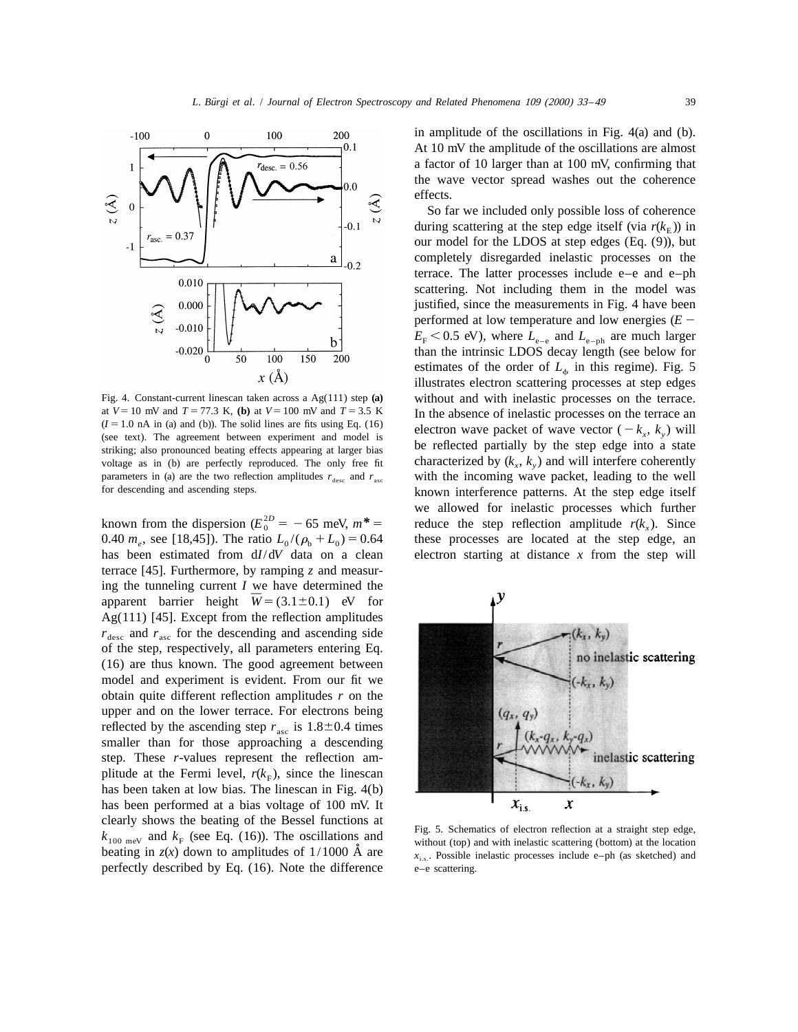Fig. 4. Constant-current linescan taken across a Ag(111) step **(a)** at $V = 10$ mV and $T = 77.3$ K, **(b)** at $V = 100$ mV and $T = 3.5$ K ($I = 1.0$ nA in (a) and (b)). The solid lines are fits using Eq. (16) (see text). The agreement between experiment and model is striking; also pronounced beating effects appearing at larger bias voltage as in (b) are perfectly reproduced. The only free fit parameters in (a) are the two reflection amplitudes $r_{desc}$ and $r_{asc}$ for descending and ascending steps.

known from the dispersion ($E_0^{2D} = -65$ meV, $m^* = 0.40\ m_e$, see [18,45]). The ratio $L_0/(\rho_b + L_0) = 0.64$ has been estimated from d$I$/d$V$ data on a clean terrace [45]. Furthermore, by ramping $z$ and measuring the tunneling current $I$ we have determined the apparent barrier height $\overline{W} = (3.1 \pm 0.1)$ eV for Ag(111) [45]. Except from the reflection amplitudes $r_{desc}$ and $r_{asc}$ for the descending and ascending side of the step, respectively, all parameters entering Eq. (16) are thus known. The good agreement between model and experiment is evident. From our fit we obtain quite different reflection amplitudes $r$ on the upper and on the lower terrace. For electrons being reflected by the ascending step $r_{asc}$ is $1.8 \pm 0.4$ times smaller than for those approaching a descending step. These $r$-values represent the reflection amplitude at the Fermi level, $r(k_F)$, since the linescan has been taken at low bias. The linescan in Fig. 4(b) has been performed at a bias voltage of 100 mV. It clearly shows the beating of the Bessel functions at $k_{100\ meV}$ and $k_F$ (see Eq. (16)). The oscillations and beating in $z(x)$ down to amplitudes of 1/1000 Å are perfectly described by Eq. (16). Note the difference in amplitude of the oscillations in Fig. 4(a) and (b). At 10 mV the amplitude of the oscillations are almost a factor of 10 larger than at 100 mV, confirming that the wave vector spread washes out the coherence effects.

So far we included only possible loss of coherence during scattering at the step edge itself (via $r(k_E)$) in our model for the LDOS at step edges (Eq. (9)), but completely disregarded inelastic processes on the terrace. The latter processes include e–e and e–ph scattering. Not including them in the model was justified, since the measurements in Fig. 4 have been performed at low temperature and low energies ($E - E_F < 0.5$ eV), where $L_{e-e}$ and $L_{e-ph}$ are much larger than the intrinsic LDOS decay length (see below for estimates of the order of $L_\phi$ in this regime). Fig. 5 illustrates electron scattering processes at step edges without and with inelastic processes on the terrace. In the absence of inelastic processes on the terrace an electron wave packet of wave vector $(-k_x, k_y)$ will be reflected partially by the step edge into a state characterized by $(k_x, k_y)$ and will interfere coherently with the incoming wave packet, leading to the well known interference patterns. At the step edge itself we allowed for inelastic processes which further reduce the step reflection amplitude $r(k_x)$. Since these processes are located at the step edge, an electron starting at distance $x$ from the step will

Fig. 5. Schematics of electron reflection at a straight step edge, without (top) and with inelastic scattering (bottom) at the location $x_{i.s.}$. Possible inelastic processes include e–ph (as sketched) and e–e scattering.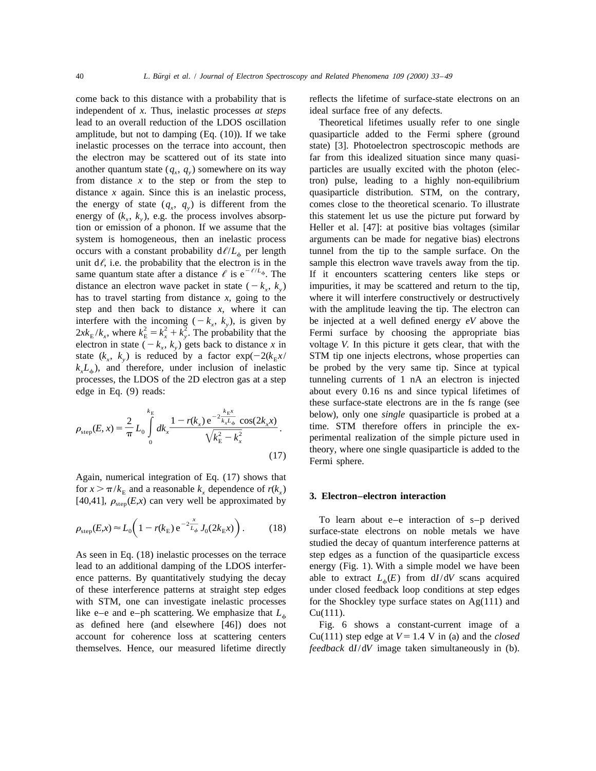come back to this distance with a probability that is independent of $x$. Thus, inelastic processes *at steps* lead to an overall reduction of the LDOS oscillation amplitude, but not to damping (Eq. (10)). If we take inelastic processes on the terrace into account, then the electron may be scattered out of its state into another quantum state ($q_x$, $q_y$) somewhere on its way from distance $x$ to the step or from the step to distance $x$ again. Since this is an inelastic process, the energy of state ($q_x$, $q_y$) is different from the energy of ($k_x$, $k_y$), e.g. the process involves absorption or emission of a phonon. If we assume that the system is homogeneous, then an inelastic process occurs with a constant probability $d\ell/L_\phi$ per length unit $d\ell$, i.e. the probability that the electron is in the same quantum state after a distance $\ell$ is $e^{-\ell/L_\phi}$. The distance an electron wave packet in state ($-k_x$, $k_y$) has to travel starting from distance $x$, going to the step and then back to distance $x$, where it can interfere with the incoming ($-k_x$, $k_y$), is given by $2xk_E/k_x$, where $k_E^2 = k_x^2 + k_y^2$. The probability that the electron in state ($-k_x$, $k_y$) gets back to distance $x$ in state ($k_x$, $k_y$) is reduced by a factor $\exp(-2(k_E x/k_x L_\phi)$, and therefore, under inclusion of inelastic processes, the LDOS of the 2D electron gas at a step edge in Eq. (9) reads:

$$\rho_{\text{step}}(E, x) = \frac{2}{\pi} L_0 \int_0^{k_E} dk_x \frac{1 - r(k_x)\, e^{-2\frac{k_E x}{k_x L_\phi}} \cos(2k_x x)}{\sqrt{k_E^2 - k_x^2}}. \tag{17}$$

Again, numerical integration of Eq. (17) shows that for $x > \pi/k_E$ and a reasonable $k_x$ dependence of $r(k_x)$ [40,41], $\rho_{\text{step}}(E,x)$ can very well be approximated by

$$\rho_{\text{step}}(E,x) \approx L_0\left(1 - r(k_E)\, e^{-2\frac{x}{L_\phi}} J_0(2k_E x)\right). \tag{18}$$

As seen in Eq. (18) inelastic processes on the terrace lead to an additional damping of the LDOS interference patterns. By quantitatively studying the decay of these interference patterns at straight step edges with STM, one can investigate inelastic processes like e–e and e–ph scattering. We emphasize that $L_\phi$ as defined here (and elsewhere [46]) does not account for coherence loss at scattering centers themselves. Hence, our measured lifetime directly reflects the lifetime of surface-state electrons on an ideal surface free of any defects.

Theoretical lifetimes usually refer to one single quasiparticle added to the Fermi sphere (ground state) [3]. Photoelectron spectroscopic methods are far from this idealized situation since many quasiparticles are usually excited with the photon (electron) pulse, leading to a highly non-equilibrium quasiparticle distribution. STM, on the contrary, comes close to the theoretical scenario. To illustrate this statement let us use the picture put forward by Heller et al. [47]: at positive bias voltages (similar arguments can be made for negative bias) electrons tunnel from the tip to the sample surface. On the sample this electron wave travels away from the tip. If it encounters scattering centers like steps or impurities, it may be scattered and return to the tip, where it will interfere constructively or destructively with the amplitude leaving the tip. The electron can be injected at a well defined energy $eV$ above the Fermi surface by choosing the appropriate bias voltage $V$. In this picture it gets clear, that with the STM tip one injects electrons, whose properties can be probed by the very same tip. Since at typical tunneling currents of 1 nA an electron is injected about every 0.16 ns and since typical lifetimes of these surface-state electrons are in the fs range (see below), only one *single* quasiparticle is probed at a time. STM therefore offers in principle the experimental realization of the simple picture used in theory, where one single quasiparticle is added to the Fermi sphere.

## 3. Electron–electron interaction

To learn about e–e interaction of s–p derived surface-state electrons on noble metals we have studied the decay of quantum interference patterns at step edges as a function of the quasiparticle excess energy (Fig. 1). With a simple model we have been able to extract $L_\phi(E)$ from $dI/dV$ scans acquired under closed feedback loop conditions at step edges for the Shockley type surface states on Ag(111) and Cu(111).

Fig. 6 shows a constant-current image of a Cu(111) step edge at $V = 1.4$ V in (a) and the *closed feedback* $dI/dV$ image taken simultaneously in (b).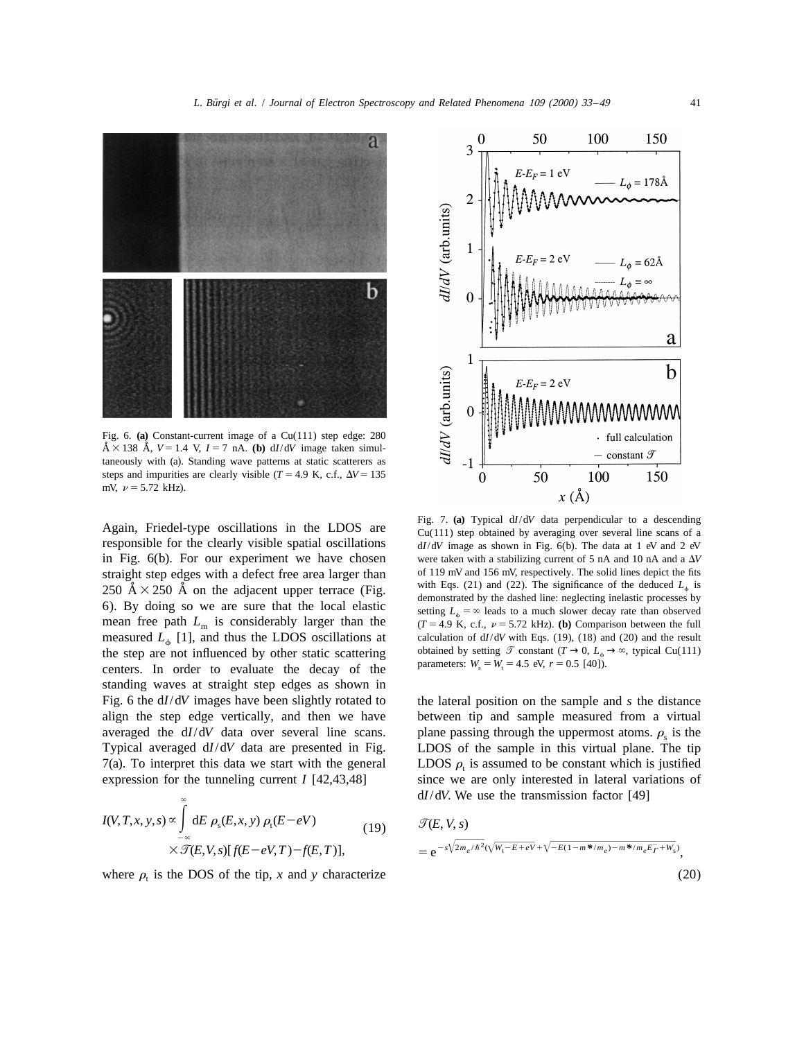Fig. 6. **(a)** Constant-current image of a Cu(111) step edge: 280 Å × 138 Å, $V = 1.4$ V, $I = 7$ nA. **(b)** $dI/dV$ image taken simultaneously with (a). Standing wave patterns at static scatterers as steps and impurities are clearly visible ($T = 4.9$ K, c.f., $\Delta V = 135$ mV, $\nu = 5.72$ kHz).

Fig. 7. **(a)** Typical $dI/dV$ data perpendicular to a descending Cu(111) step obtained by averaging over several line scans of a $dI/dV$ image as shown in Fig. 6(b). The data at 1 eV and 2 eV were taken with a stabilizing current of 5 nA and 10 nA and a $\Delta V$ of 119 mV and 156 mV, respectively. The solid lines depict the fits with Eqs. (21) and (22). The significance of the deduced $L_\phi$ is demonstrated by the dashed line: neglecting inelastic processes by setting $L_\phi = \infty$ leads to a much slower decay rate than observed ($T = 4.9$ K, c.f., $\nu = 5.72$ kHz). **(b)** Comparison between the full calculation of $dI/dV$ with Eqs. (19), (18) and (20) and the result obtained by setting $\mathcal{T}$ constant ($T \to 0$, $L_\phi \to \infty$, typical Cu(111) parameters: $W_s = W_t = 4.5$ eV, $r = 0.5$ [40]).

Again, Friedel-type oscillations in the LDOS are responsible for the clearly visible spatial oscillations in Fig. 6(b). For our experiment we have chosen straight step edges with a defect free area larger than 250 Å × 250 Å on the adjacent upper terrace (Fig. 6). By doing so we are sure that the local elastic mean free path $L_m$ is considerably larger than the measured $L_\phi$ [1], and thus the LDOS oscillations at the step are not influenced by other static scattering centers. In order to evaluate the decay of the standing waves at straight step edges as shown in Fig. 6 the $dI/dV$ images have been slightly rotated to align the step edge vertically, and then we have averaged the $dI/dV$ data over several line scans. Typical averaged $dI/dV$ data are presented in Fig. 7(a). To interpret this data we start with the general expression for the tunneling current $I$ [42,43,48]

$$I(V,T,x,y,s) \propto \int_{-\infty}^{\infty} dE\, \rho_s(E,x,y)\, \rho_t(E-eV) \times \mathcal{T}(E,V,s)[f(E-eV,T)-f(E,T)], \tag{19}$$

where $\rho_t$ is the DOS of the tip, $x$ and $y$ characterize the lateral position on the sample and $s$ the distance between tip and sample measured from a virtual plane passing through the uppermost atoms. $\rho_s$ is the LDOS of the sample in this virtual plane. The tip LDOS $\rho_t$ is assumed to be constant which is justified since we are only interested in lateral variations of $dI/dV$. We use the transmission factor [49]

$$\mathcal{T}(E,V,s) = e^{-s\sqrt{2m_e/\hbar^2}\left(\sqrt{W_t - E + eV} + \sqrt{-E(1-m^*/m_e) - m^*/m_e E_{\bar{\Gamma}}^- + W_s}\right)}, \tag{20}$$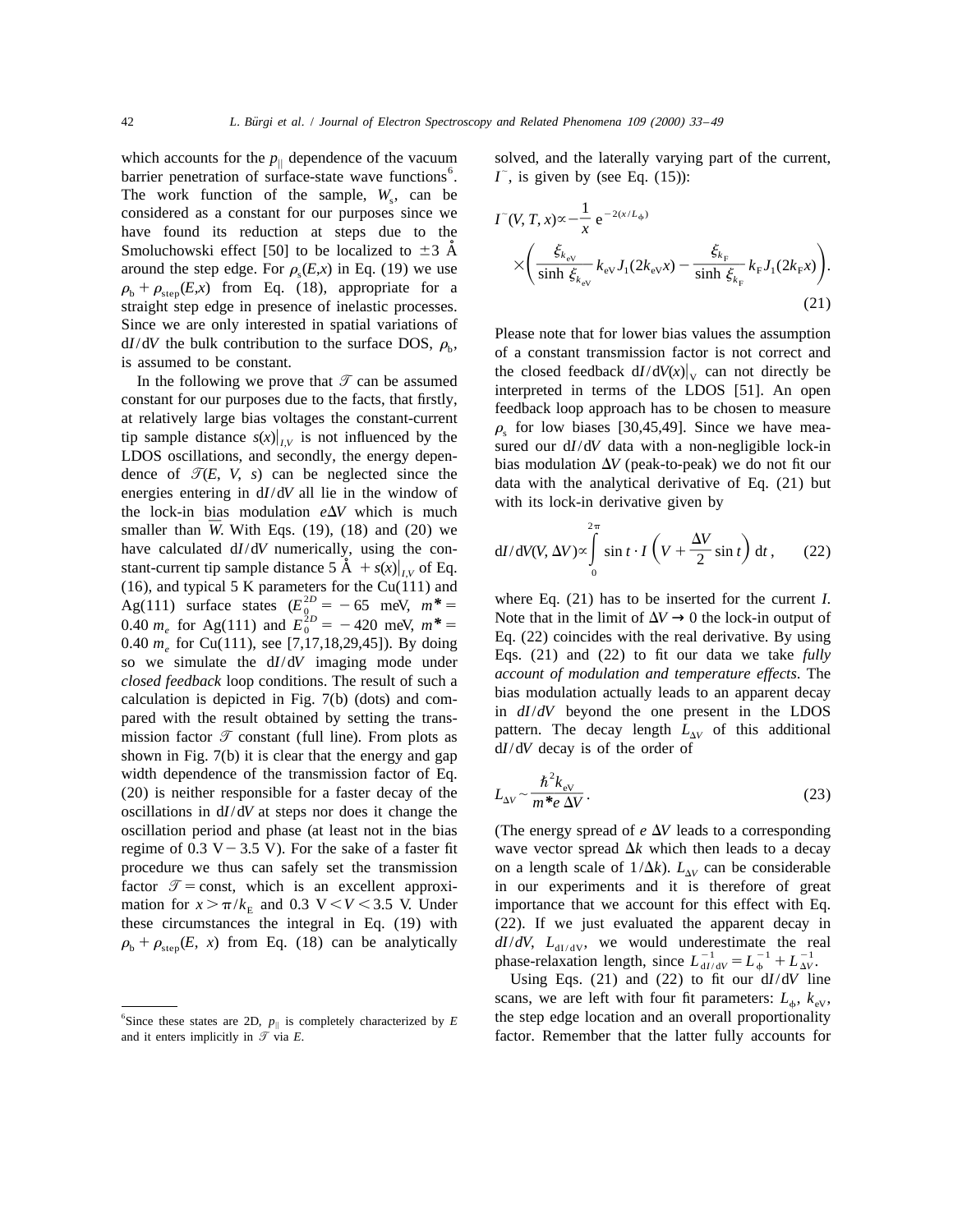which accounts for the $p_{\|}$ dependence of the vacuum barrier penetration of surface-state wave functions[6]. The work function of the sample, $W_s$, can be considered as a constant for our purposes since we have found its reduction at steps due to the Smoluchowski effect [50] to be localized to ±3 Å around the step edge. For $\rho_s(E,x)$ in Eq. (19) we use $\rho_b + \rho_{step}(E,x)$ from Eq. (18), appropriate for a straight step edge in presence of inelastic processes. Since we are only interested in spatial variations of $dI/dV$ the bulk contribution to the surface DOS, $\rho_b$, is assumed to be constant.

In the following we prove that $\mathcal{T}$ can be assumed constant for our purposes due to the facts, that firstly, at relatively large bias voltages the constant-current tip sample distance $s(x)|_{I,V}$ is not influenced by the LDOS oscillations, and secondly, the energy dependence of $\mathcal{T}(E, V, s)$ can be neglected since the energies entering in $dI/dV$ all lie in the window of the lock-in bias modulation $e\Delta V$ which is much smaller than $\bar{W}$. With Eqs. (19), (18) and (20) we have calculated $dI/dV$ numerically, using the constant-current tip sample distance 5 Å $+ s(x)|_{I,V}$ of Eq. (16), and typical 5 K parameters for the Cu(111) and Ag(111) surface states ($E_0^{2D} = -65$ meV, $m^* = 0.40\ m_e$ for Ag(111) and $E_0^{2D} = -420$ meV, $m^* = 0.40\ m_e$ for Cu(111), see [7,17,18,29,45]). By doing so we simulate the $dI/dV$ imaging mode under *closed feedback* loop conditions. The result of such a calculation is depicted in Fig. 7(b) (dots) and compared with the result obtained by setting the transmission factor $\mathcal{T}$ constant (full line). From plots as shown in Fig. 7(b) it is clear that the energy and gap width dependence of the transmission factor of Eq. (20) is neither responsible for a faster decay of the oscillations in $dI/dV$ at steps nor does it change the oscillation period and phase (at least not in the bias regime of 0.3 V − 3.5 V). For the sake of a faster fit procedure we thus can safely set the transmission factor $\mathcal{T} = \text{const}$, which is an excellent approximation for $x > \pi/k_E$ and $0.3\ \text{V} < V < 3.5\ \text{V}$. Under these circumstances the integral in Eq. (19) with $\rho_b + \rho_{step}(E, x)$ from Eq. (18) can be analytically solved, and the laterally varying part of the current, $I^{\sim}$, is given by (see Eq. (15)):

$$I^{\sim}(V, T, x) \propto -\frac{1}{x}\, e^{-2(x/L_{\phi})} \times \left( \frac{\xi_{k_{eV}}}{\sinh \xi_{k_{eV}}} k_{eV} J_1(2k_{eV}x) - \frac{\xi_{k_F}}{\sinh \xi_{k_F}} k_F J_1(2k_F x) \right). \tag{21}$$

Please note that for lower bias values the assumption of a constant transmission factor is not correct and the closed feedback $dI/dV(x)|_V$ can not directly be interpreted in terms of the LDOS [51]. An open feedback loop approach has to be chosen to measure $\rho_s$ for low biases [30,45,49]. Since we have measured our $dI/dV$ data with a non-negligible lock-in bias modulation $\Delta V$ (peak-to-peak) we do not fit our data with the analytical derivative of Eq. (21) but with its lock-in derivative given by

$$dI/dV(V, \Delta V) \propto \int_0^{2\pi} \sin t \cdot I\left(V + \frac{\Delta V}{2} \sin t\right) dt\,, \tag{22}$$

where Eq. (21) has to be inserted for the current $I$. Note that in the limit of $\Delta V \to 0$ the lock-in output of Eq. (22) coincides with the real derivative. By using Eqs. (21) and (22) to fit our data we take *fully account of modulation and temperature effects*. The bias modulation actually leads to an apparent decay in $dI/dV$ beyond the one present in the LDOS pattern. The decay length $L_{\Delta V}$ of this additional $dI/dV$ decay is of the order of

$$L_{\Delta V} \sim \frac{\hbar^2 k_{eV}}{m^* e\, \Delta V}\,. \tag{23}$$

(The energy spread of $e\,\Delta V$ leads to a corresponding wave vector spread $\Delta k$ which then leads to a decay on a length scale of $1/\Delta k$). $L_{\Delta V}$ can be considerable in our experiments and it is therefore of great importance that we account for this effect with Eq. (22). If we just evaluated the apparent decay in $dI/dV$, $L_{dI/dV}$, we would underestimate the real phase-relaxation length, since $L_{dI/dV}^{-1} = L_{\phi}^{-1} + L_{\Delta V}^{-1}$.

Using Eqs. (21) and (22) to fit our $dI/dV$ line scans, we are left with four fit parameters: $L_{\phi}$, $k_{eV}$, the step edge location and an overall proportionality factor. Remember that the latter fully accounts for

[6] Since these states are 2D, $p_{\|}$ is completely characterized by $E$ and it enters implicitly in $\mathcal{T}$ via $E$.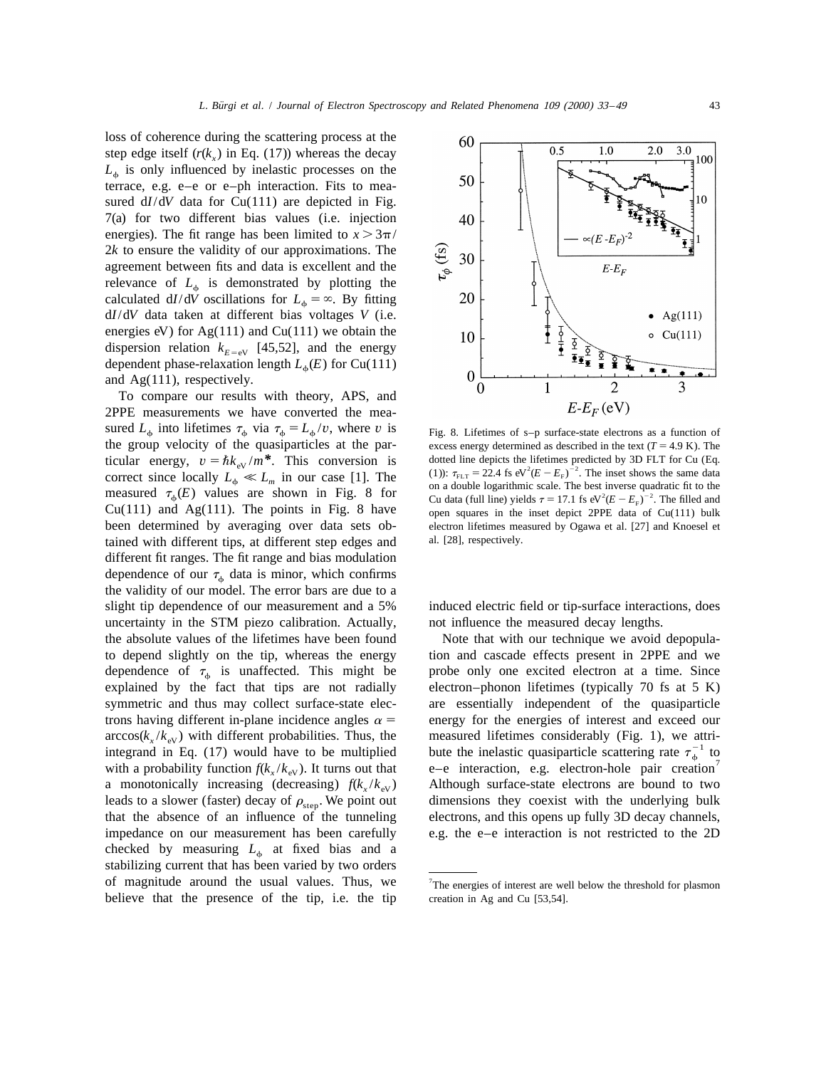loss of coherence during the scattering process at the step edge itself ($r(k_x)$ in Eq. (17)) whereas the decay $L_\phi$ is only influenced by inelastic processes on the terrace, e.g. e–e or e–ph interaction. Fits to measured d$I$/d$V$ data for Cu(111) are depicted in Fig. 7(a) for two different bias values (i.e. injection energies). The fit range has been limited to $x > 3\pi/2k$ to ensure the validity of our approximations. The agreement between fits and data is excellent and the relevance of $L_\phi$ is demonstrated by plotting the calculated d$I$/d$V$ oscillations for $L_\phi = \infty$. By fitting d$I$/d$V$ data taken at different bias voltages $V$ (i.e. energies eV) for Ag(111) and Cu(111) we obtain the dispersion relation $k_{E=\mathrm{eV}}$ [45,52], and the energy dependent phase-relaxation length $L_\phi(E)$ for Cu(111) and Ag(111), respectively.

To compare our results with theory, APS, and 2PPE measurements we have converted the measured $L_\phi$ into lifetimes $\tau_\phi$ via $\tau_\phi = L_\phi/v$, where $v$ is the group velocity of the quasiparticles at the particular energy, $v = \hbar k_{\mathrm{eV}}/m^*$. This conversion is correct since locally $L_\phi \ll L_m$ in our case [1]. The measured $\tau_\phi(E)$ values are shown in Fig. 8 for Cu(111) and Ag(111). The points in Fig. 8 have been determined by averaging over data sets obtained with different tips, at different step edges and different fit ranges. The fit range and bias modulation dependence of our $\tau_\phi$ data is minor, which confirms the validity of our model. The error bars are due to a slight tip dependence of our measurement and a 5% uncertainty in the STM piezo calibration. Actually, the absolute values of the lifetimes have been found to depend slightly on the tip, whereas the energy dependence of $\tau_\phi$ is unaffected. This might be explained by the fact that tips are not radially symmetric and thus may collect surface-state electrons having different in-plane incidence angles $\alpha = \arccos(k_x/k_{\mathrm{eV}})$ with different probabilities. Thus, the integrand in Eq. (17) would have to be multiplied with a probability function $f(k_x/k_{\mathrm{eV}})$. It turns out that a monotonically increasing (decreasing) $f(k_x/k_{\mathrm{eV}})$ leads to a slower (faster) decay of $\rho_{\mathrm{step}}$. We point out that the absence of an influence of the tunneling impedance on our measurement has been carefully checked by measuring $L_\phi$ at fixed bias and a stabilizing current that has been varied by two orders of magnitude around the usual values. Thus, we believe that the presence of the tip, i.e. the tip induced electric field or tip-surface interactions, does not influence the measured decay lengths.

Fig. 8. Lifetimes of s–p surface-state electrons as a function of excess energy determined as described in the text ($T = 4.9$ K). The dotted line depicts the lifetimes predicted by 3D FLT for Cu (Eq. (1)): $\tau_{\mathrm{FLT}} = 22.4$ fs eV$^2(E - E_F)^{-2}$. The inset shows the same data on a double logarithmic scale. The best inverse quadratic fit to the Cu data (full line) yields $\tau = 17.1$ fs eV$^2(E - E_F)^{-2}$. The filled and open squares in the inset depict 2PPE data of Cu(111) bulk electron lifetimes measured by Ogawa et al. [27] and Knoesel et al. [28], respectively.

Note that with our technique we avoid depopulation and cascade effects present in 2PPE and we probe only one excited electron at a time. Since electron–phonon lifetimes (typically 70 fs at 5 K) are essentially independent of the quasiparticle energy for the energies of interest and exceed our measured lifetimes considerably (Fig. 1), we attribute the inelastic quasiparticle scattering rate $\tau_\phi^{-1}$ to e–e interaction, e.g. electron-hole pair creation[7] Although surface-state electrons are bound to two dimensions they coexist with the underlying bulk electrons, and this opens up fully 3D decay channels, e.g. the e–e interaction is not restricted to the 2D

[7] The energies of interest are well below the threshold for plasmon creation in Ag and Cu [53,54].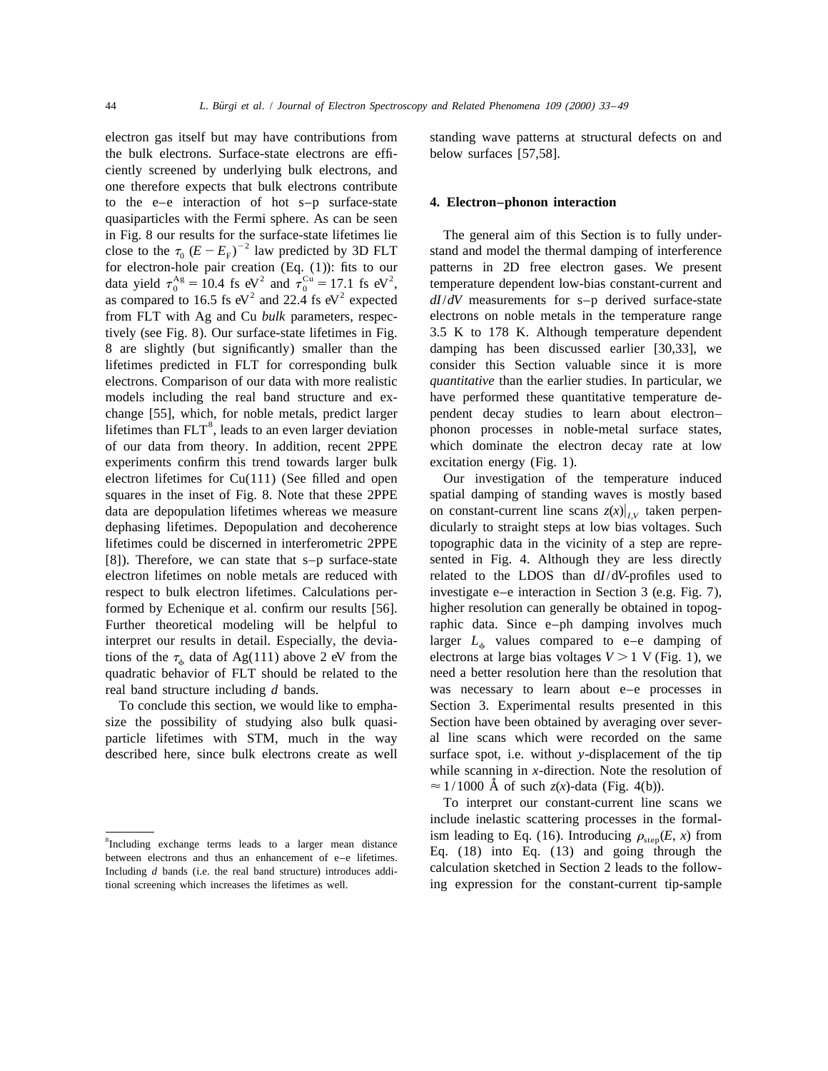electron gas itself but may have contributions from the bulk electrons. Surface-state electrons are efficiently screened by underlying bulk electrons, and one therefore expects that bulk electrons contribute to the e–e interaction of hot s–p surface-state quasiparticles with the Fermi sphere. As can be seen in Fig. 8 our results for the surface-state lifetimes lie close to the $\tau_0 (E - E_F)^{-2}$ law predicted by 3D FLT for electron-hole pair creation (Eq. (1)): fits to our data yield $\tau_0^{Ag} = 10.4$ fs eV$^2$ and $\tau_0^{Cu} = 17.1$ fs eV$^2$, as compared to 16.5 fs eV$^2$ and 22.4 fs eV$^2$ expected from FLT with Ag and Cu *bulk* parameters, respectively (see Fig. 8). Our surface-state lifetimes in Fig. 8 are slightly (but significantly) smaller than the lifetimes predicted in FLT for corresponding bulk electrons. Comparison of our data with more realistic models including the real band structure and exchange [55], which, for noble metals, predict larger lifetimes than FLT[8], leads to an even larger deviation of our data from theory. In addition, recent 2PPE experiments confirm this trend towards larger bulk electron lifetimes for Cu(111) (See filled and open squares in the inset of Fig. 8. Note that these 2PPE data are depopulation lifetimes whereas we measure dephasing lifetimes. Depopulation and decoherence lifetimes could be discerned in interferometric 2PPE [8]). Therefore, we can state that s–p surface-state electron lifetimes on noble metals are reduced with respect to bulk electron lifetimes. Calculations performed by Echenique et al. confirm our results [56]. Further theoretical modeling will be helpful to interpret our results in detail. Especially, the deviations of the $\tau_\phi$ data of Ag(111) above 2 eV from the quadratic behavior of FLT should be related to the real band structure including *d* bands.

To conclude this section, we would like to emphasize the possibility of studying also bulk quasiparticle lifetimes with STM, much in the way described here, since bulk electrons create as well standing wave patterns at structural defects on and below surfaces [57,58].

## 4. Electron–phonon interaction

The general aim of this Section is to fully understand and model the thermal damping of interference patterns in 2D free electron gases. We present temperature dependent low-bias constant-current and $dI/dV$ measurements for s–p derived surface-state electrons on noble metals in the temperature range 3.5 K to 178 K. Although temperature dependent damping has been discussed earlier [30,33], we consider this Section valuable since it is more *quantitative* than the earlier studies. In particular, we have performed these quantitative temperature dependent decay studies to learn about electron–phonon processes in noble-metal surface states, which dominate the electron decay rate at low excitation energy (Fig. 1).

Our investigation of the temperature induced spatial damping of standing waves is mostly based on constant-current line scans $z(x)|_{I,V}$ taken perpendicularly to straight steps at low bias voltages. Such topographic data in the vicinity of a step are represented in Fig. 4. Although they are less directly related to the LDOS than d$I$/d$V$-profiles used to investigate e–e interaction in Section 3 (e.g. Fig. 7), higher resolution can generally be obtained in topographic data. Since e–ph damping involves much larger $L_\phi$ values compared to e–e damping of electrons at large bias voltages $V > 1$ V (Fig. 1), we need a better resolution here than the resolution that was necessary to learn about e–e processes in Section 3. Experimental results presented in this Section have been obtained by averaging over several line scans which were recorded on the same surface spot, i.e. without $y$-displacement of the tip while scanning in $x$-direction. Note the resolution of $\approx 1/1000$ Å of such $z(x)$-data (Fig. 4(b)).

To interpret our constant-current line scans we include inelastic scattering processes in the formalism leading to Eq. (16). Introducing $\rho_{step}(E, x)$ from Eq. (18) into Eq. (13) and going through the calculation sketched in Section 2 leads to the following expression for the constant-current tip-sample

[8] Including exchange terms leads to a larger mean distance between electrons and thus an enhancement of e–e lifetimes. Including *d* bands (i.e. the real band structure) introduces additional screening which increases the lifetimes as well.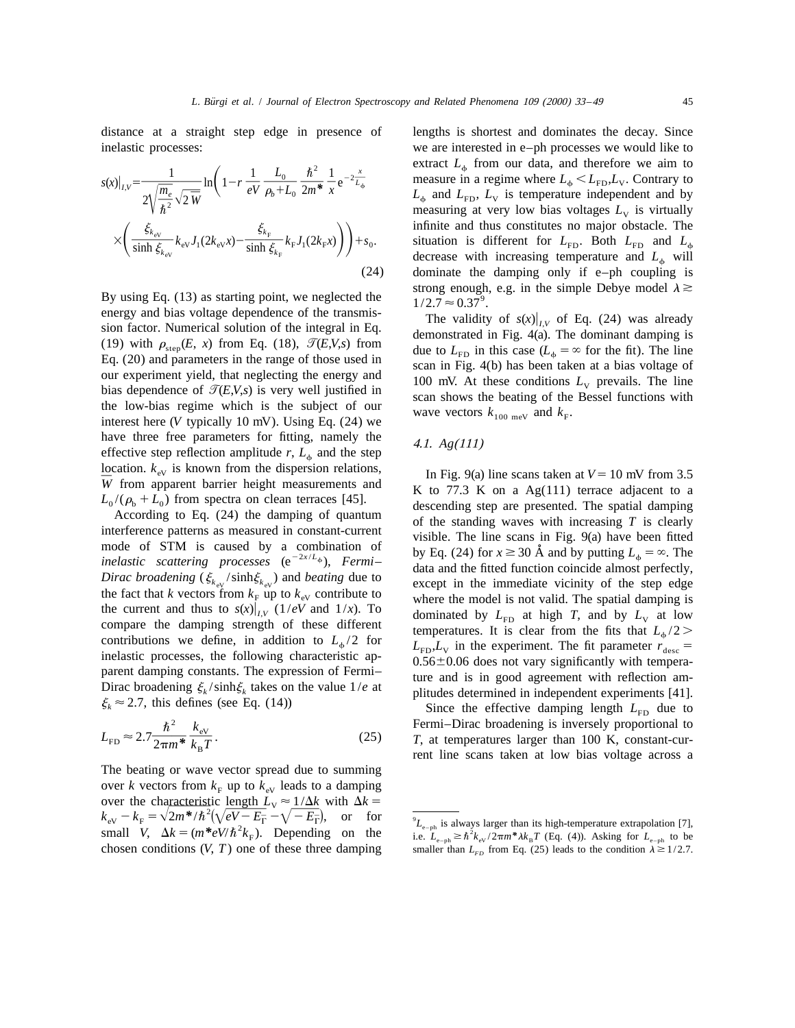distance at a straight step edge in presence of inelastic processes:

$$s(x)\big|_{I,V} = \frac{1}{2\sqrt{\frac{m_e}{\hbar^2}}\sqrt{2\,\overline{W}}} \ln\left(1 - r\,\frac{1}{eV}\,\frac{L_0}{\rho_b + L_0}\,\frac{\hbar^2}{2m^*}\,\frac{1}{x}\,e^{-2\frac{x}{L_\phi}} \times \left(\frac{\xi_{k_{eV}}}{\sinh \xi_{k_{eV}}} k_{eV} J_1(2k_{eV}x) - \frac{\xi_{k_F}}{\sinh \xi_{k_F}} k_F J_1(2k_F x)\right)\right) + s_0. \tag{24}$$

By using Eq. (13) as starting point, we neglected the energy and bias voltage dependence of the transmission factor. Numerical solution of the integral in Eq. (19) with $\rho_{step}(E, x)$ from Eq. (18), $\mathcal{T}(E,V,s)$ from Eq. (20) and parameters in the range of those used in our experiment yield, that neglecting the energy and bias dependence of $\mathcal{T}(E,V,s)$ is very well justified in the low-bias regime which is the subject of our interest here ($V$ typically 10 mV). Using Eq. (24) we have three free parameters for fitting, namely the effective step reflection amplitude $r$, $L_\phi$ and the step location. $k_{eV}$ is known from the dispersion relations, $\overline{W}$ from apparent barrier height measurements and $L_0/(\rho_b + L_0)$ from spectra on clean terraces [45].

According to Eq. (24) the damping of quantum interference patterns as measured in constant-current mode of STM is caused by a combination of *inelastic scattering processes* ($e^{-2x/L_\phi}$), *Fermi–Dirac broadening* ($\xi_{k_{eV}}/\sinh\xi_{k_{eV}}$) and *beating* due to the fact that $k$ vectors from $k_F$ up to $k_{eV}$ contribute to the current and thus to $s(x)|_{I,V}$ ($1/eV$ and $1/x$). To compare the damping strength of these different contributions we define, in addition to $L_\phi/2$ for inelastic processes, the following characteristic apparent damping constants. The expression of Fermi–Dirac broadening $\xi_k/\sinh\xi_k$ takes on the value $1/e$ at $\xi_k \approx 2.7$, this defines (see Eq. (14))

$$L_{FD} \approx 2.7\frac{\hbar^2}{2\pi m^*}\frac{k_{eV}}{k_B T}. \tag{25}$$

The beating or wave vector spread due to summing over $k$ vectors from $k_F$ up to $k_{eV}$ leads to a damping over the characteristic length $L_V \approx 1/\Delta k$ with $\Delta k = k_{eV} - k_F = \sqrt{2m^*/\hbar^2}\left(\sqrt{eV - E_{\bar{\Gamma}}} - \sqrt{-E_{\bar{\Gamma}}}\right)$, or for small $V$, $\Delta k = (m^* eV/\hbar^2 k_F)$. Depending on the chosen conditions ($V$, $T$) one of these three damping lengths is shortest and dominates the decay. Since we are interested in e–ph processes we would like to extract $L_\phi$ from our data, and therefore we aim to measure in a regime where $L_\phi < L_{FD}, L_V$. Contrary to $L_\phi$ and $L_{FD}$, $L_V$ is temperature independent and by measuring at very low bias voltages $L_V$ is virtually infinite and thus constitutes no major obstacle. The situation is different for $L_{FD}$. Both $L_{FD}$ and $L_\phi$ decrease with increasing temperature and $L_\phi$ will dominate the damping only if e–ph coupling is strong enough, e.g. in the simple Debye model $\lambda \gtrsim 1/2.7 \approx 0.37$[9].

The validity of $s(x)|_{I,V}$ of Eq. (24) was already demonstrated in Fig. 4(a). The dominant damping is due to $L_{FD}$ in this case ($L_\phi = \infty$ for the fit). The line scan in Fig. 4(b) has been taken at a bias voltage of 100 mV. At these conditions $L_V$ prevails. The line scan shows the beating of the Bessel functions with wave vectors $k_{100\ meV}$ and $k_F$.

### *4.1. Ag(111)*

In Fig. 9(a) line scans taken at $V = 10$ mV from 3.5 K to 77.3 K on a Ag(111) terrace adjacent to a descending step are presented. The spatial damping of the standing waves with increasing $T$ is clearly visible. The line scans in Fig. 9(a) have been fitted by Eq. (24) for $x \gtrsim 30$ Å and by putting $L_\phi = \infty$. The data and the fitted function coincide almost perfectly, except in the immediate vicinity of the step edge where the model is not valid. The spatial damping is dominated by $L_{FD}$ at high $T$, and by $L_V$ at low temperatures. It is clear from the fits that $L_\phi/2 > L_{FD}, L_V$ in the experiment. The fit parameter $r_{desc} = 0.56 \pm 0.06$ does not vary significantly with temperature and is in good agreement with reflection amplitudes determined in independent experiments [41].

Since the effective damping length $L_{FD}$ due to Fermi–Dirac broadening is inversely proportional to $T$, at temperatures larger than 100 K, constant-current line scans taken at low bias voltage across a

---

[9] $L_{e-ph}$ is always larger than its high-temperature extrapolation [7], i.e. $L_{e-ph} \gtrsim \hbar^2 k_{eV}/2\pi m^* \lambda k_B T$ (Eq. (4)). Asking for $L_{e-ph}$ to be smaller than $L_{FD}$ from Eq. (25) leads to the condition $\lambda \gtrsim 1/2.7$.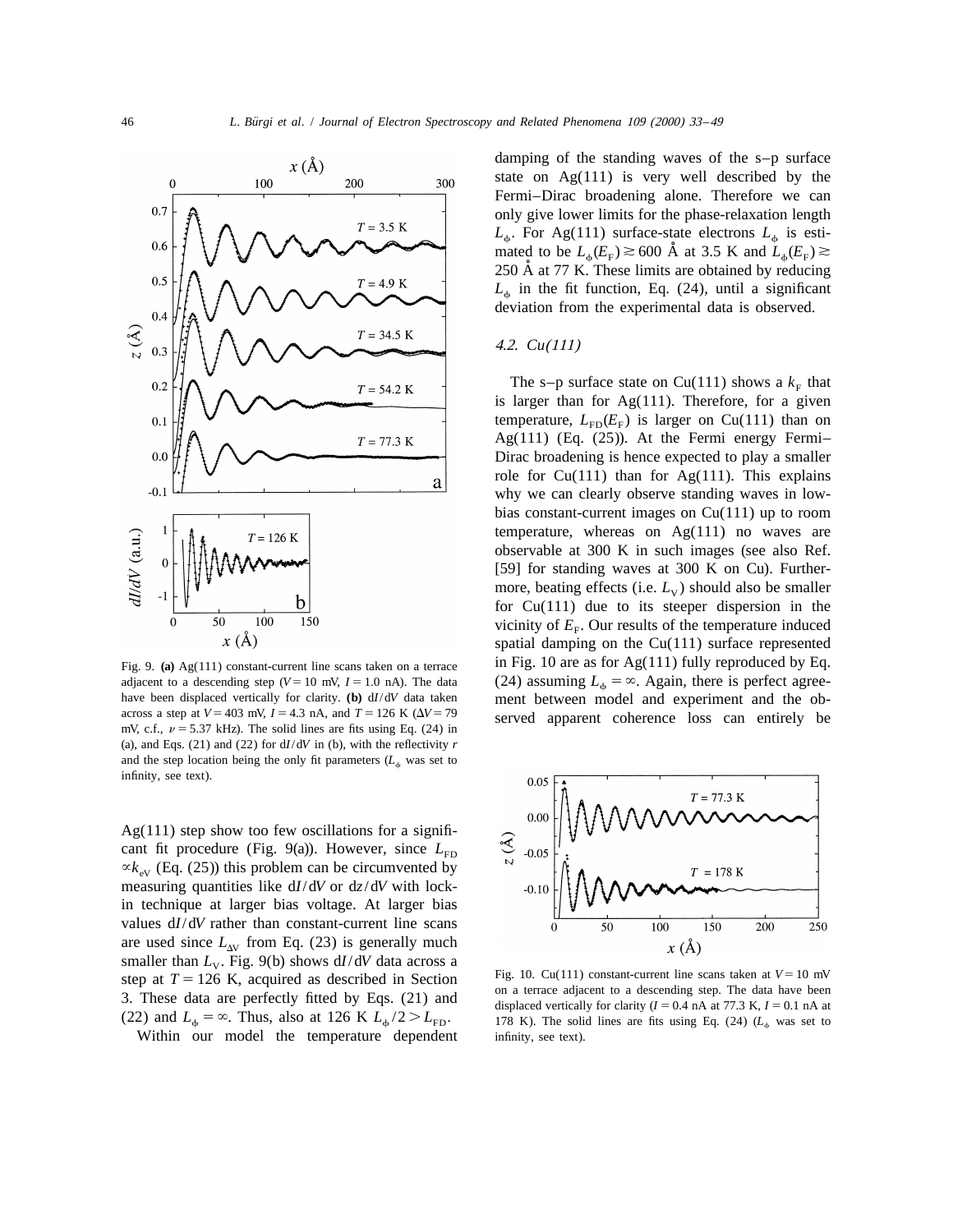Fig. 9. **(a)** Ag(111) constant-current line scans taken on a terrace adjacent to a descending step ($V=10$ mV, $I=1.0$ nA). The data have been displaced vertically for clarity. **(b)** $dI/dV$ data taken across a step at $V=403$ mV, $I=4.3$ nA, and $T=126$ K ($\Delta V=79$ mV, c.f., $\nu=5.37$ kHz). The solid lines are fits using Eq. (24) in (a), and Eqs. (21) and (22) for $dI/dV$ in (b), with the reflectivity $r$ and the step location being the only fit parameters ($L_\phi$ was set to infinity, see text).

Ag(111) step show too few oscillations for a significant fit procedure (Fig. 9(a)). However, since $L_{FD} \propto k_{eV}$ (Eq. (25)) this problem can be circumvented by measuring quantities like $dI/dV$ or $dz/dV$ with lock-in technique at larger bias voltage. At larger bias values $dI/dV$ rather than constant-current line scans are used since $L_{\Delta V}$ from Eq. (23) is generally much smaller than $L_V$. Fig. 9(b) shows $dI/dV$ data across a step at $T=126$ K, acquired as described in Section 3. These data are perfectly fitted by Eqs. (21) and (22) and $L_\phi=\infty$. Thus, also at 126 K $L_\phi/2 > L_{FD}$.

Within our model the temperature dependent damping of the standing waves of the s–p surface state on Ag(111) is very well described by the Fermi–Dirac broadening alone. Therefore we can only give lower limits for the phase-relaxation length $L_\phi$. For Ag(111) surface-state electrons $L_\phi$ is estimated to be $L_\phi(E_F) \gtrsim 600$ Å at 3.5 K and $L_\phi(E_F) \gtrsim 250$ Å at 77 K. These limits are obtained by reducing $L_\phi$ in the fit function, Eq. (24), until a significant deviation from the experimental data is observed.

### 4.2. Cu(111)

The s–p surface state on Cu(111) shows a $k_F$ that is larger than for Ag(111). Therefore, for a given temperature, $L_{FD}(E_F)$ is larger on Cu(111) than on Ag(111) (Eq. (25)). At the Fermi energy Fermi–Dirac broadening is hence expected to play a smaller role for Cu(111) than for Ag(111). This explains why we can clearly observe standing waves in low-bias constant-current images on Cu(111) up to room temperature, whereas on Ag(111) no waves are observable at 300 K in such images (see also Ref. [59] for standing waves at 300 K on Cu). Furthermore, beating effects (i.e. $L_V$) should also be smaller for Cu(111) due to its steeper dispersion in the vicinity of $E_F$. Our results of the temperature induced spatial damping on the Cu(111) surface represented in Fig. 10 are as for Ag(111) fully reproduced by Eq. (24) assuming $L_\phi=\infty$. Again, there is perfect agreement between model and experiment and the observed apparent coherence loss can entirely be

Fig. 10. Cu(111) constant-current line scans taken at $V=10$ mV on a terrace adjacent to a descending step. The data have been displaced vertically for clarity ($I=0.4$ nA at 77.3 K, $I=0.1$ nA at 178 K). The solid lines are fits using Eq. (24) ($L_\phi$ was set to infinity, see text).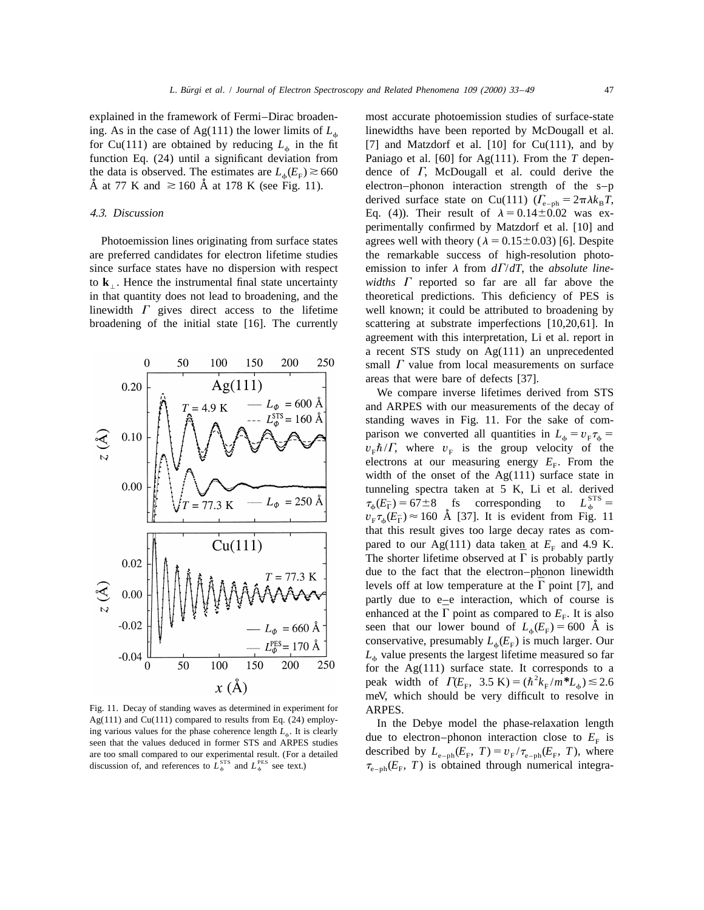explained in the framework of Fermi–Dirac broadening. As in the case of Ag(111) the lower limits of $L_\phi$ for Cu(111) are obtained by reducing $L_\phi$ in the fit function Eq. (24) until a significant deviation from the data is observed. The estimates are $L_\phi(E_F) \gtrsim 660$ Å at 77 K and $\gtrsim 160$ Å at 178 K (see Fig. 11).

### 4.3. Discussion

Photoemission lines originating from surface states are preferred candidates for electron lifetime studies since surface states have no dispersion with respect to $\mathbf{k}_\perp$. Hence the instrumental final state uncertainty in that quantity does not lead to broadening, and the linewidth $\Gamma$ gives direct access to the lifetime broadening of the initial state [16]. The currently most accurate photoemission studies of surface-state linewidths have been reported by McDougall et al. [7] and Matzdorf et al. [10] for Cu(111), and by Paniago et al. [60] for Ag(111). From the $T$ dependence of $\Gamma$, McDougall et al. could derive the electron–phonon interaction strength of the s–p derived surface state on Cu(111) ($\Gamma_{e-ph} = 2\pi\lambda k_B T$, Eq. (4)). Their result of $\lambda = 0.14 \pm 0.02$ was experimentally confirmed by Matzdorf et al. [10] and agrees well with theory ($\lambda = 0.15 \pm 0.03$) [6]. Despite the remarkable success of high-resolution photoemission to infer $\lambda$ from $d\Gamma/dT$, the *absolute linewidths* $\Gamma$ reported so far are all far above the theoretical predictions. This deficiency of PES is well known; it could be attributed to broadening by scattering at substrate imperfections [10,20,61]. In agreement with this interpretation, Li et al. report in a recent STS study on Ag(111) an unprecedented small $\Gamma$ value from local measurements on surface areas that were bare of defects [37].

Fig. 11. Decay of standing waves as determined in experiment for Ag(111) and Cu(111) compared to results from Eq. (24) employing various values for the phase coherence length $L_\phi$. It is clearly seen that the values deduced in former STS and ARPES studies are too small compared to our experimental result. (For a detailed discussion of, and references to $L_\phi^{STS}$ and $L_\phi^{PES}$ see text.)

We compare inverse lifetimes derived from STS and ARPES with our measurements of the decay of standing waves in Fig. 11. For the sake of comparison we converted all quantities in $L_\phi = v_F \tau_\phi = v_F \hbar/\Gamma$, where $v_F$ is the group velocity of the electrons at our measuring energy $E_F$. From the width of the onset of the Ag(111) surface state in tunneling spectra taken at 5 K, Li et al. derived $\tau_\phi(E_{\bar{\Gamma}}) = 67 \pm 8$ fs corresponding to $L_\phi^{STS} = v_F \tau_\phi(E_{\bar{\Gamma}}) \approx 160$ Å [37]. It is evident from Fig. 11 that this result gives too large decay rates as compared to our Ag(111) data taken at $E_F$ and 4.9 K. The shorter lifetime observed at $\bar{\Gamma}$ is probably partly due to the fact that the electron–phonon linewidth levels off at low temperature at the $\bar{\Gamma}$ point [7], and partly due to e–e interaction, which of course is enhanced at the $\bar{\Gamma}$ point as compared to $E_F$. It is also seen that our lower bound of $L_\phi(E_F) = 600$ Å is conservative, presumably $L_\phi(E_F)$ is much larger. Our $L_\phi$ value presents the largest lifetime measured so far for the Ag(111) surface state. It corresponds to a peak width of $\Gamma(E_F, 3.5\text{ K}) = (\hbar^2 k_F / m^* L_\phi) \lesssim 2.6$ meV, which should be very difficult to resolve in ARPES.

In the Debye model the phase-relaxation length due to electron–phonon interaction close to $E_F$ is described by $L_{e-ph}(E_F, T) = v_F/\tau_{e-ph}(E_F, T)$, where $\tau_{e-ph}(E_F, T)$ is obtained through numerical integra-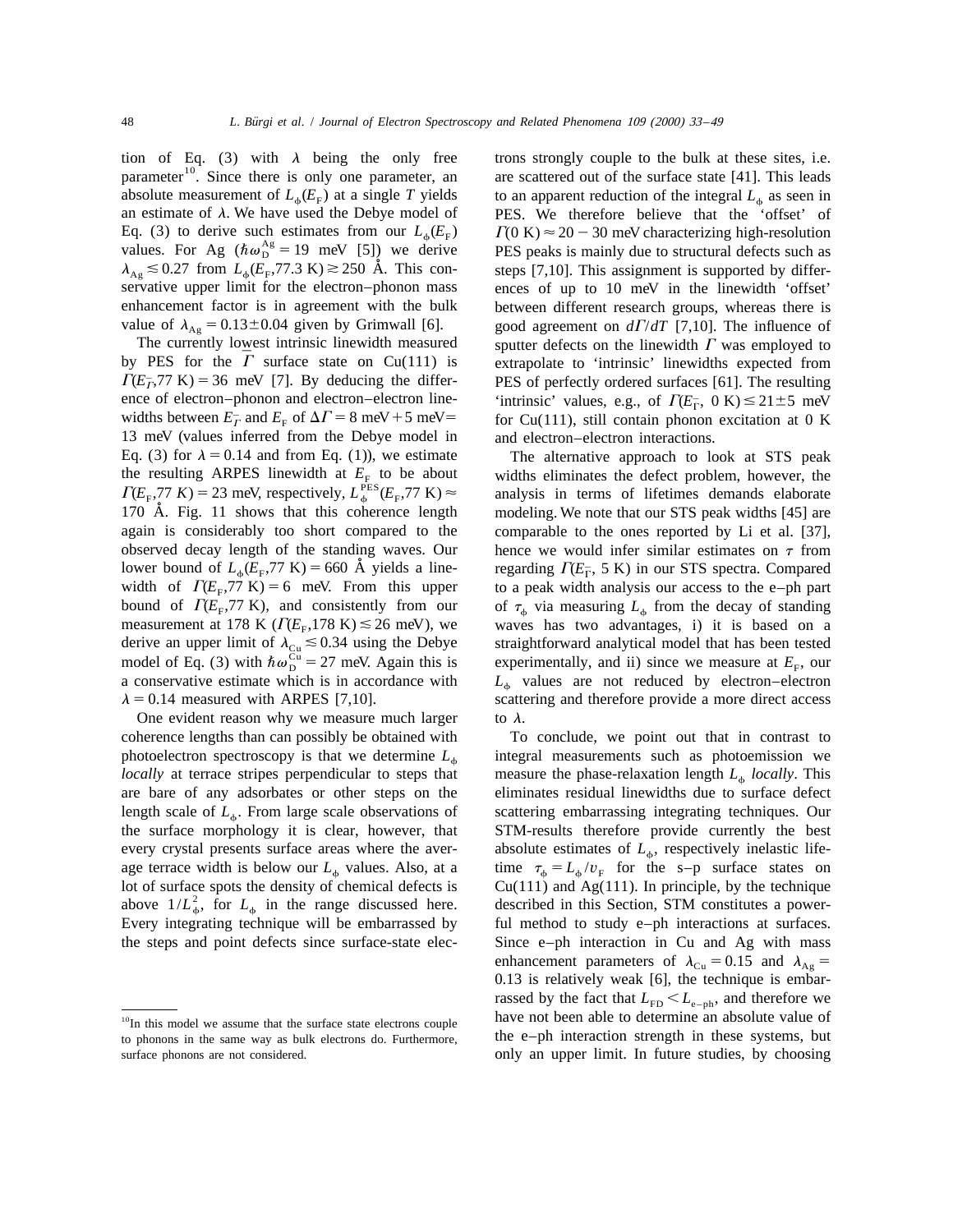tion of Eq. (3) with $\lambda$ being the only free parameter[10]. Since there is only one parameter, an absolute measurement of $L_\phi(E_F)$ at a single $T$ yields an estimate of $\lambda$. We have used the Debye model of Eq. (3) to derive such estimates from our $L_\phi(E_F)$ values. For Ag ($\hbar\omega_D^{Ag} = 19$ meV [5]) we derive $\lambda_{Ag} \lesssim 0.27$ from $L_\phi(E_F, 77.3\text{ K}) \gtrsim 250$ Å. This conservative upper limit for the electron–phonon mass enhancement factor is in agreement with the bulk value of $\lambda_{Ag} = 0.13 \pm 0.04$ given by Grimwall [6].

The currently lowest intrinsic linewidth measured by PES for the $\bar{\Gamma}$ surface state on Cu(111) is $\Gamma(E_{\bar{\Gamma}}, 77\text{ K}) = 36$ meV [7]. By deducing the difference of electron–phonon and electron–electron linewidths between $E_{\bar{\Gamma}}$ and $E_F$ of $\Delta\Gamma = 8\text{ meV} + 5\text{ meV} = 13$ meV (values inferred from the Debye model in Eq. (3) for $\lambda = 0.14$ and from Eq. (1)), we estimate the resulting ARPES linewidth at $E_F$ to be about $\Gamma(E_F, 77\ K) = 23$ meV, respectively, $L_\phi^{PES}(E_F, 77\text{ K}) \approx 170$ Å. Fig. 11 shows that this coherence length again is considerably too short compared to the observed decay length of the standing waves. Our lower bound of $L_\phi(E_F, 77\text{ K}) = 660$ Å yields a linewidth of $\Gamma(E_F, 77\text{ K}) = 6$ meV. From this upper bound of $\Gamma(E_F, 77\text{ K})$, and consistently from our measurement at 178 K ($\Gamma(E_F, 178\text{ K}) \lesssim 26$ meV), we derive an upper limit of $\lambda_{Cu} \lesssim 0.34$ using the Debye model of Eq. (3) with $\hbar\omega_D^{Cu} = 27$ meV. Again this is a conservative estimate which is in accordance with $\lambda = 0.14$ measured with ARPES [7,10].

One evident reason why we measure much larger coherence lengths than can possibly be obtained with photoelectron spectroscopy is that we determine $L_\phi$ *locally* at terrace stripes perpendicular to steps that are bare of any adsorbates or other steps on the length scale of $L_\phi$. From large scale observations of the surface morphology it is clear, however, that every crystal presents surface areas where the average terrace width is below our $L_\phi$ values. Also, at a lot of surface spots the density of chemical defects is above $1/L_\phi^2$, for $L_\phi$ in the range discussed here. Every integrating technique will be embarrassed by the steps and point defects since surface-state electrons strongly couple to the bulk at these sites, i.e. are scattered out of the surface state [41]. This leads to an apparent reduction of the integral $L_\phi$ as seen in PES. We therefore believe that the 'offset' of $\Gamma(0\text{ K}) \approx 20 - 30$ meV characterizing high-resolution PES peaks is mainly due to structural defects such as steps [7,10]. This assignment is supported by differences of up to 10 meV in the linewidth 'offset' between different research groups, whereas there is good agreement on $d\Gamma/dT$ [7,10]. The influence of sputter defects on the linewidth $\Gamma$ was employed to extrapolate to 'intrinsic' linewidths expected from PES of perfectly ordered surfaces [61]. The resulting 'intrinsic' values, e.g., of $\Gamma(E_{\bar{\Gamma}}, 0\text{ K}) \leq 21 \pm 5$ meV for Cu(111), still contain phonon excitation at 0 K and electron–electron interactions.

The alternative approach to look at STS peak widths eliminates the defect problem, however, the analysis in terms of lifetimes demands elaborate modeling. We note that our STS peak widths [45] are comparable to the ones reported by Li et al. [37], hence we would infer similar estimates on $\tau$ from regarding $\Gamma(E_{\bar{\Gamma}}, 5\text{ K})$ in our STS spectra. Compared to a peak width analysis our access to the e–ph part of $\tau_\phi$ via measuring $L_\phi$ from the decay of standing waves has two advantages, i) it is based on a straightforward analytical model that has been tested experimentally, and ii) since we measure at $E_F$, our $L_\phi$ values are not reduced by electron–electron scattering and therefore provide a more direct access to $\lambda$.

To conclude, we point out that in contrast to integral measurements such as photoemission we measure the phase-relaxation length $L_\phi$ *locally*. This eliminates residual linewidths due to surface defect scattering embarrassing integrating techniques. Our STM-results therefore provide currently the best absolute estimates of $L_\phi$, respectively inelastic lifetime $\tau_\phi = L_\phi / v_F$ for the s–p surface states on Cu(111) and Ag(111). In principle, by the technique described in this Section, STM constitutes a powerful method to study e–ph interactions at surfaces. Since e–ph interaction in Cu and Ag with mass enhancement parameters of $\lambda_{Cu} = 0.15$ and $\lambda_{Ag} = 0.13$ is relatively weak [6], the technique is embarrassed by the fact that $L_{FD} < L_{e-ph}$, and therefore we have not been able to determine an absolute value of the e–ph interaction strength in these systems, but only an upper limit. In future studies, by choosing

---

[10] In this model we assume that the surface state electrons couple to phonons in the same way as bulk electrons do. Furthermore, surface phonons are not considered.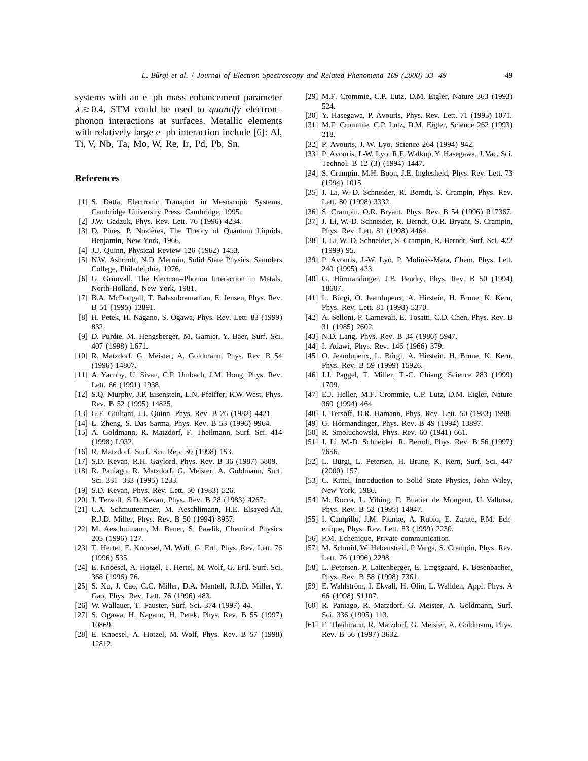systems with an e–ph mass enhancement parameter $\lambda \gtrsim 0.4$, STM could be used to *quantify* electron–phonon interactions at surfaces. Metallic elements with relatively large e–ph interaction include [6]: Al, Ti, V, Nb, Ta, Mo, W, Re, Ir, Pd, Pb, Sn.

## References

[1] S. Datta, Electronic Transport in Mesoscopic Systems, Cambridge University Press, Cambridge, 1995.

[2] J.W. Gadzuk, Phys. Rev. Lett. 76 (1996) 4234.

[3] D. Pines, P. Nozières, The Theory of Quantum Liquids, Benjamin, New York, 1966.

[4] J.J. Quinn, Physical Review 126 (1962) 1453.

[5] N.W. Ashcroft, N.D. Mermin, Solid State Physics, Saunders College, Philadelphia, 1976.

[6] G. Grimvall, The Electron–Phonon Interaction in Metals, North-Holland, New York, 1981.

[7] B.A. McDougall, T. Balasubramanian, E. Jensen, Phys. Rev. B 51 (1995) 13891.

[8] H. Petek, H. Nagano, S. Ogawa, Phys. Rev. Lett. 83 (1999) 832.

[9] D. Purdie, M. Hengsberger, M. Gamier, Y. Baer, Surf. Sci. 407 (1998) L671.

[10] R. Matzdorf, G. Meister, A. Goldmann, Phys. Rev. B 54 (1996) 14807.

[11] A. Yacoby, U. Sivan, C.P. Umbach, J.M. Hong, Phys. Rev. Lett. 66 (1991) 1938.

[12] S.Q. Murphy, J.P. Eisenstein, L.N. Pfeiffer, K.W. West, Phys. Rev. B 52 (1995) 14825.

[13] G.F. Giuliani, J.J. Quinn, Phys. Rev. B 26 (1982) 4421.

[14] L. Zheng, S. Das Sarma, Phys. Rev. B 53 (1996) 9964.

[15] A. Goldmann, R. Matzdorf, F. Theilmann, Surf. Sci. 414 (1998) L932.

[16] R. Matzdorf, Surf. Sci. Rep. 30 (1998) 153.

[17] S.D. Kevan, R.H. Gaylord, Phys. Rev. B 36 (1987) 5809.

[18] R. Paniago, R. Matzdorf, G. Meister, A. Goldmann, Surf. Sci. 331–333 (1995) 1233.

[19] S.D. Kevan, Phys. Rev. Lett. 50 (1983) 526.

[20] J. Tersoff, S.D. Kevan, Phys. Rev. B 28 (1983) 4267.

[21] C.A. Schmuttenmaer, M. Aeschlimann, H.E. Elsayed-Ali, R.J.D. Miller, Phys. Rev. B 50 (1994) 8957.

[22] M. Aeschuimann, M. Bauer, S. Pawlik, Chemical Physics 205 (1996) 127.

[23] T. Hertel, E. Knoesel, M. Wolf, G. Ertl, Phys. Rev. Lett. 76 (1996) 535.

[24] E. Knoesel, A. Hotzel, T. Hertel, M. Wolf, G. Ertl, Surf. Sci. 368 (1996) 76.

[25] S. Xu, J. Cao, C.C. Miller, D.A. Mantell, R.J.D. Miller, Y. Gao, Phys. Rev. Lett. 76 (1996) 483.

[26] W. Wallauer, T. Fauster, Surf. Sci. 374 (1997) 44.

[27] S. Ogawa, H. Nagano, H. Petek, Phys. Rev. B 55 (1997) 10869.

[28] E. Knoesel, A. Hotzel, M. Wolf, Phys. Rev. B 57 (1998) 12812.

[29] M.F. Crommie, C.P. Lutz, D.M. Eigler, Nature 363 (1993) 524.

[30] Y. Hasegawa, P. Avouris, Phys. Rev. Lett. 71 (1993) 1071.

[31] M.F. Crommie, C.P. Lutz, D.M. Eigler, Science 262 (1993) 218.

[32] P. Avouris, J.-W. Lyo, Science 264 (1994) 942.

[33] P. Avouris, I.-W. Lyo, R.E. Walkup, Y. Hasegawa, J. Vac. Sci. Technol. B 12 (3) (1994) 1447.

[34] S. Crampin, M.H. Boon, J.E. Inglesfield, Phys. Rev. Lett. 73 (1994) 1015.

[35] J. Li, W.-D. Schneider, R. Berndt, S. Crampin, Phys. Rev. Lett. 80 (1998) 3332.

[36] S. Crampin, O.R. Bryant, Phys. Rev. B 54 (1996) R17367.

[37] J. Li, W.-D. Schneider, R. Berndt, O.R. Bryant, S. Crampin, Phys. Rev. Lett. 81 (1998) 4464.

[38] J. Li, W.-D. Schneider, S. Crampin, R. Berndt, Surf. Sci. 422 (1999) 95.

[39] P. Avouris, J.-W. Lyo, P. Molinàs-Mata, Chem. Phys. Lett. 240 (1995) 423.

[40] G. Hörmandinger, J.B. Pendry, Phys. Rev. B 50 (1994) 18607.

[41] L. Bürgi, O. Jeandupeux, A. Hirstein, H. Brune, K. Kern, Phys. Rev. Lett. 81 (1998) 5370.

[42] A. Selloni, P. Carnevali, E. Tosatti, C.D. Chen, Phys. Rev. B 31 (1985) 2602.

[43] N.D. Lang, Phys. Rev. B 34 (1986) 5947.

[44] I. Adawi, Phys. Rev. 146 (1966) 379.

[45] O. Jeandupeux, L. Bürgi, A. Hirstein, H. Brune, K. Kern, Phys. Rev. B 59 (1999) 15926.

[46] J.J. Paggel, T. Miller, T.-C. Chiang, Science 283 (1999) 1709.

[47] E.J. Heller, M.F. Crommie, C.P. Lutz, D.M. Eigler, Nature 369 (1994) 464.

[48] J. Tersoff, D.R. Hamann, Phys. Rev. Lett. 50 (1983) 1998.

[49] G. Hörmandinger, Phys. Rev. B 49 (1994) 13897.

[50] R. Smoluchowski, Phys. Rev. 60 (1941) 661.

[51] J. Li, W.-D. Schneider, R. Berndt, Phys. Rev. B 56 (1997) 7656.

[52] L. Bürgi, L. Petersen, H. Brune, K. Kern, Surf. Sci. 447 (2000) 157.

[53] C. Kittel, Introduction to Solid State Physics, John Wiley, New York, 1986.

[54] M. Rocca, L. Yibing, F. Buatier de Mongeot, U. Valbusa, Phys. Rev. B 52 (1995) 14947.

[55] I. Campillo, J.M. Pitarke, A. Rubio, E. Zarate, P.M. Echenique, Phys. Rev. Lett. 83 (1999) 2230.

[56] P.M. Echenique, Private communication.

[57] M. Schmid, W. Hebenstreit, P. Varga, S. Crampin, Phys. Rev. Lett. 76 (1996) 2298.

[58] L. Petersen, P. Laitenberger, E. Lægsgaard, F. Besenbacher, Phys. Rev. B 58 (1998) 7361.

[59] E. Wahlström, I. Ekvall, H. Olin, L. Wallden, Appl. Phys. A 66 (1998) S1107.

[60] R. Paniago, R. Matzdorf, G. Meister, A. Goldmann, Surf. Sci. 336 (1995) 113.

[61] F. Theilmann, R. Matzdorf, G. Meister, A. Goldmann, Phys. Rev. B 56 (1997) 3632.